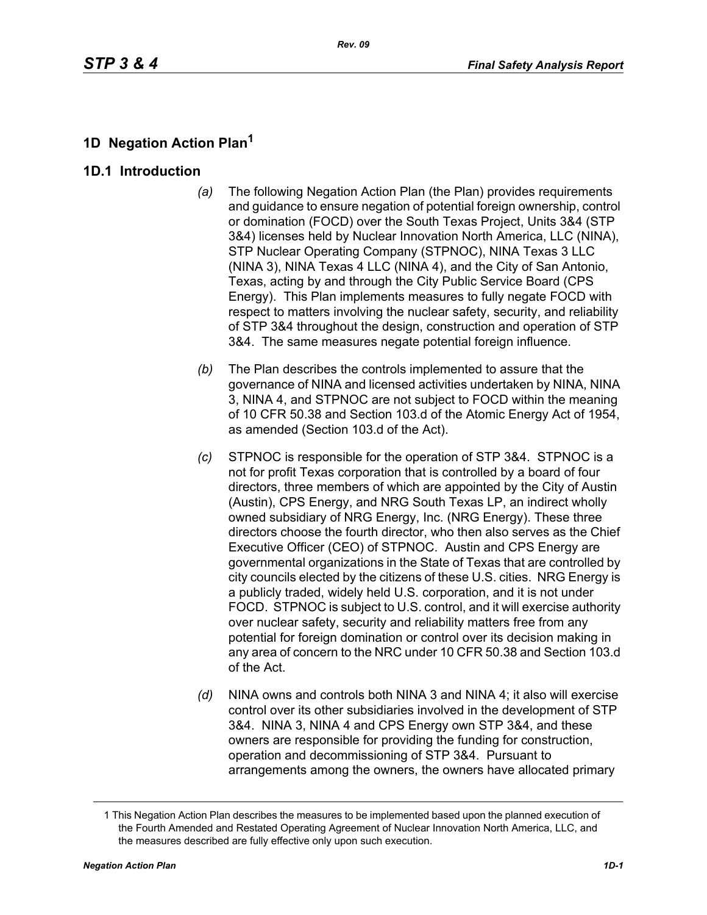# 1D Negation Action Plan[1]

## 1D.1 Introduction

*(a)* The following Negation Action Plan (the Plan) provides requirements and guidance to ensure negation of potential foreign ownership, control or domination (FOCD) over the South Texas Project, Units 3&4 (STP 3&4) licenses held by Nuclear Innovation North America, LLC (NINA), STP Nuclear Operating Company (STPNOC), NINA Texas 3 LLC (NINA 3), NINA Texas 4 LLC (NINA 4), and the City of San Antonio, Texas, acting by and through the City Public Service Board (CPS Energy). This Plan implements measures to fully negate FOCD with respect to matters involving the nuclear safety, security, and reliability of STP 3&4 throughout the design, construction and operation of STP 3&4. The same measures negate potential foreign influence.

*(b)* The Plan describes the controls implemented to assure that the governance of NINA and licensed activities undertaken by NINA, NINA 3, NINA 4, and STPNOC are not subject to FOCD within the meaning of 10 CFR 50.38 and Section 103.d of the Atomic Energy Act of 1954, as amended (Section 103.d of the Act).

*(c)* STPNOC is responsible for the operation of STP 3&4. STPNOC is a not for profit Texas corporation that is controlled by a board of four directors, three members of which are appointed by the City of Austin (Austin), CPS Energy, and NRG South Texas LP, an indirect wholly owned subsidiary of NRG Energy, Inc. (NRG Energy). These three directors choose the fourth director, who then also serves as the Chief Executive Officer (CEO) of STPNOC. Austin and CPS Energy are governmental organizations in the State of Texas that are controlled by city councils elected by the citizens of these U.S. cities. NRG Energy is a publicly traded, widely held U.S. corporation, and it is not under FOCD. STPNOC is subject to U.S. control, and it will exercise authority over nuclear safety, security and reliability matters free from any potential for foreign domination or control over its decision making in any area of concern to the NRC under 10 CFR 50.38 and Section 103.d of the Act.

*(d)* NINA owns and controls both NINA 3 and NINA 4; it also will exercise control over its other subsidiaries involved in the development of STP 3&4. NINA 3, NINA 4 and CPS Energy own STP 3&4, and these owners are responsible for providing the funding for construction, operation and decommissioning of STP 3&4. Pursuant to arrangements among the owners, the owners have allocated primary

---

[1] This Negation Action Plan describes the measures to be implemented based upon the planned execution of the Fourth Amended and Restated Operating Agreement of Nuclear Innovation North America, LLC, and the measures described are fully effective only upon such execution.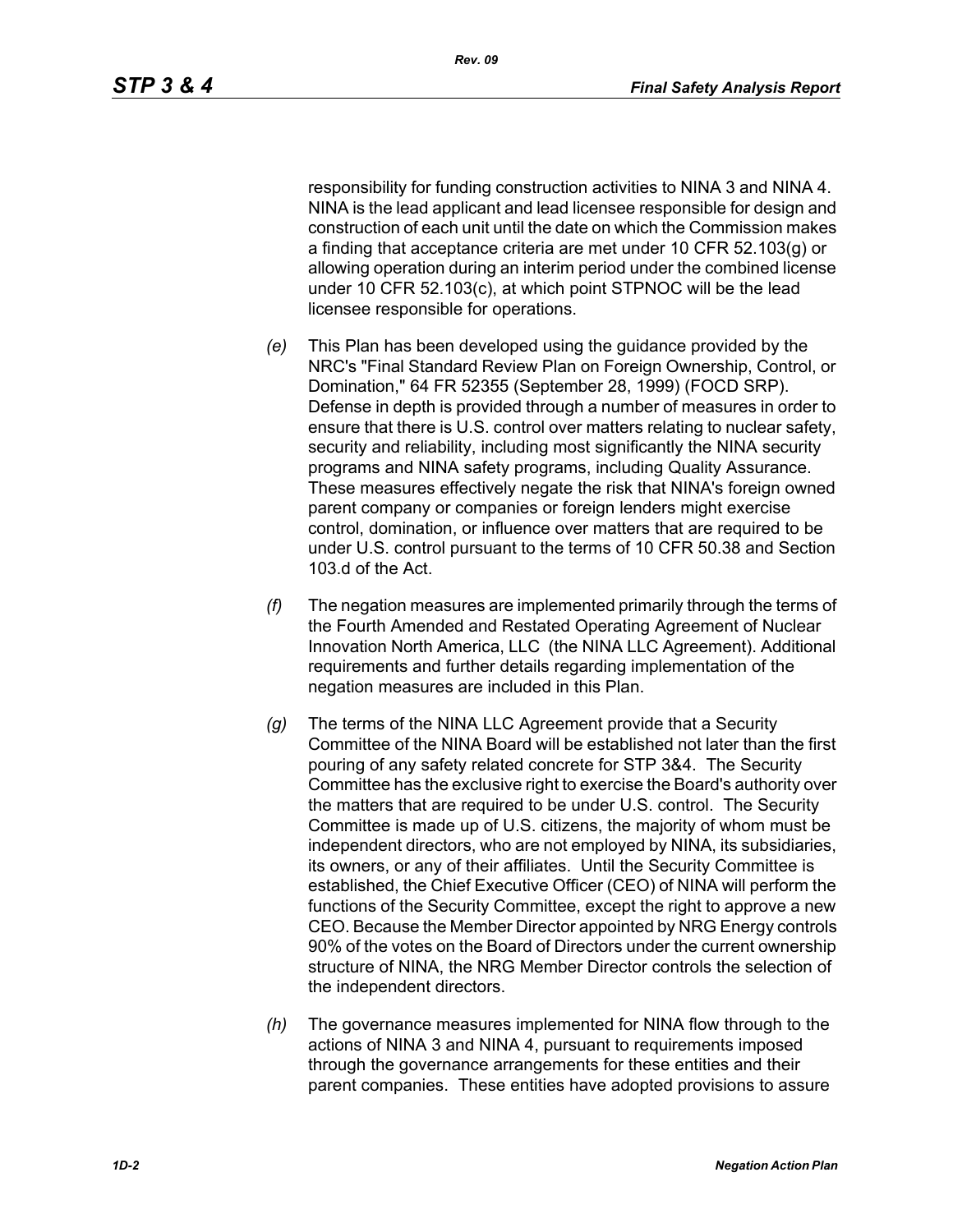responsibility for funding construction activities to NINA 3 and NINA 4. NINA is the lead applicant and lead licensee responsible for design and construction of each unit until the date on which the Commission makes a finding that acceptance criteria are met under 10 CFR 52.103(g) or allowing operation during an interim period under the combined license under 10 CFR 52.103(c), at which point STPNOC will be the lead licensee responsible for operations.

*(e)* This Plan has been developed using the guidance provided by the NRC's "Final Standard Review Plan on Foreign Ownership, Control, or Domination," 64 FR 52355 (September 28, 1999) (FOCD SRP). Defense in depth is provided through a number of measures in order to ensure that there is U.S. control over matters relating to nuclear safety, security and reliability, including most significantly the NINA security programs and NINA safety programs, including Quality Assurance. These measures effectively negate the risk that NINA's foreign owned parent company or companies or foreign lenders might exercise control, domination, or influence over matters that are required to be under U.S. control pursuant to the terms of 10 CFR 50.38 and Section 103.d of the Act.

*(f)* The negation measures are implemented primarily through the terms of the Fourth Amended and Restated Operating Agreement of Nuclear Innovation North America, LLC (the NINA LLC Agreement). Additional requirements and further details regarding implementation of the negation measures are included in this Plan.

*(g)* The terms of the NINA LLC Agreement provide that a Security Committee of the NINA Board will be established not later than the first pouring of any safety related concrete for STP 3&4. The Security Committee has the exclusive right to exercise the Board's authority over the matters that are required to be under U.S. control. The Security Committee is made up of U.S. citizens, the majority of whom must be independent directors, who are not employed by NINA, its subsidiaries, its owners, or any of their affiliates. Until the Security Committee is established, the Chief Executive Officer (CEO) of NINA will perform the functions of the Security Committee, except the right to approve a new CEO. Because the Member Director appointed by NRG Energy controls 90% of the votes on the Board of Directors under the current ownership structure of NINA, the NRG Member Director controls the selection of the independent directors.

*(h)* The governance measures implemented for NINA flow through to the actions of NINA 3 and NINA 4, pursuant to requirements imposed through the governance arrangements for these entities and their parent companies. These entities have adopted provisions to assure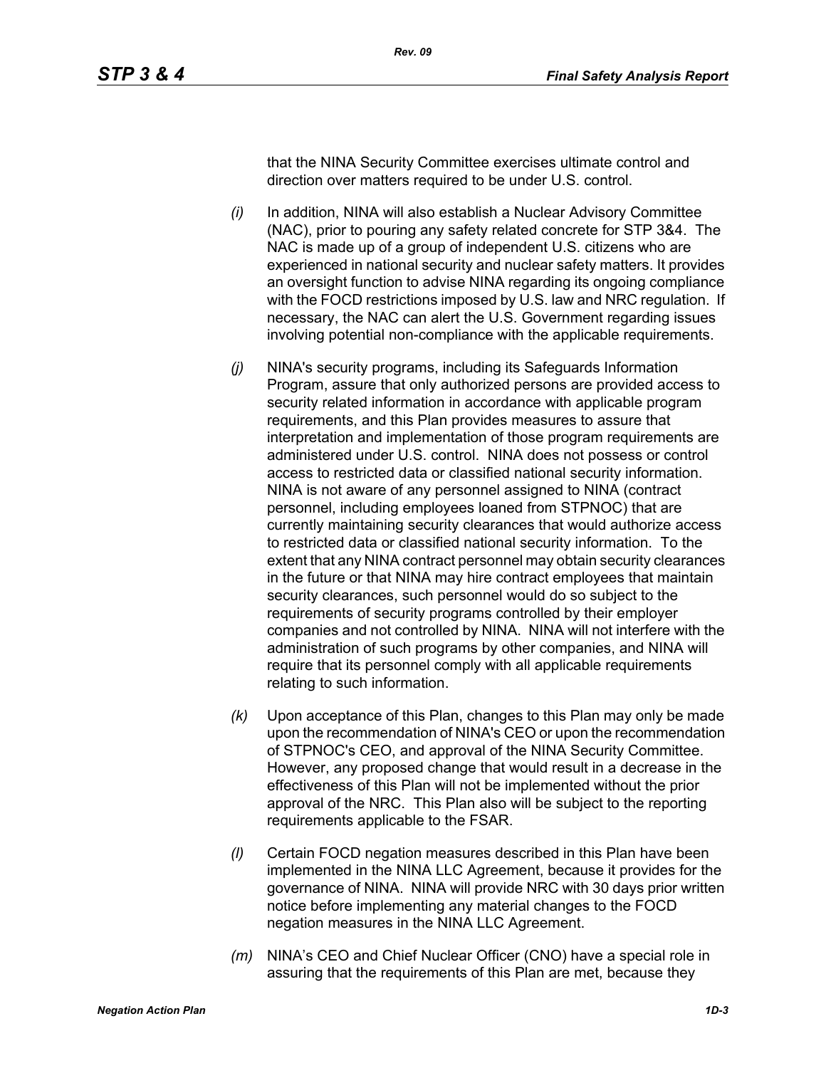that the NINA Security Committee exercises ultimate control and direction over matters required to be under U.S. control.

*(i)* In addition, NINA will also establish a Nuclear Advisory Committee (NAC), prior to pouring any safety related concrete for STP 3&4. The NAC is made up of a group of independent U.S. citizens who are experienced in national security and nuclear safety matters. It provides an oversight function to advise NINA regarding its ongoing compliance with the FOCD restrictions imposed by U.S. law and NRC regulation. If necessary, the NAC can alert the U.S. Government regarding issues involving potential non-compliance with the applicable requirements.

*(j)* NINA's security programs, including its Safeguards Information Program, assure that only authorized persons are provided access to security related information in accordance with applicable program requirements, and this Plan provides measures to assure that interpretation and implementation of those program requirements are administered under U.S. control. NINA does not possess or control access to restricted data or classified national security information. NINA is not aware of any personnel assigned to NINA (contract personnel, including employees loaned from STPNOC) that are currently maintaining security clearances that would authorize access to restricted data or classified national security information. To the extent that any NINA contract personnel may obtain security clearances in the future or that NINA may hire contract employees that maintain security clearances, such personnel would do so subject to the requirements of security programs controlled by their employer companies and not controlled by NINA. NINA will not interfere with the administration of such programs by other companies, and NINA will require that its personnel comply with all applicable requirements relating to such information.

*(k)* Upon acceptance of this Plan, changes to this Plan may only be made upon the recommendation of NINA's CEO or upon the recommendation of STPNOC's CEO, and approval of the NINA Security Committee. However, any proposed change that would result in a decrease in the effectiveness of this Plan will not be implemented without the prior approval of the NRC. This Plan also will be subject to the reporting requirements applicable to the FSAR.

*(l)* Certain FOCD negation measures described in this Plan have been implemented in the NINA LLC Agreement, because it provides for the governance of NINA. NINA will provide NRC with 30 days prior written notice before implementing any material changes to the FOCD negation measures in the NINA LLC Agreement.

*(m)* NINA's CEO and Chief Nuclear Officer (CNO) have a special role in assuring that the requirements of this Plan are met, because they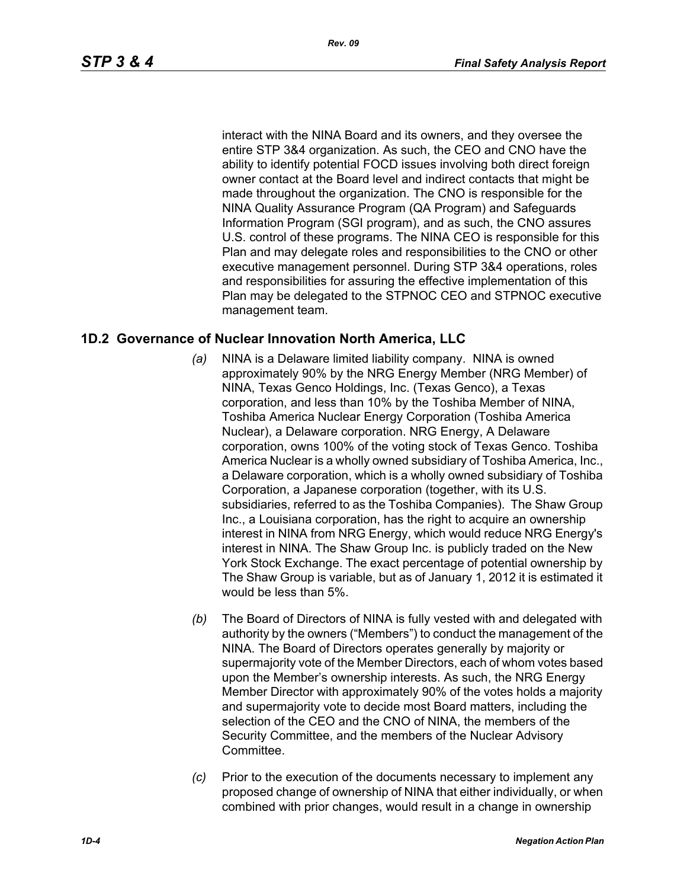interact with the NINA Board and its owners, and they oversee the entire STP 3&4 organization. As such, the CEO and CNO have the ability to identify potential FOCD issues involving both direct foreign owner contact at the Board level and indirect contacts that might be made throughout the organization. The CNO is responsible for the NINA Quality Assurance Program (QA Program) and Safeguards Information Program (SGI program), and as such, the CNO assures U.S. control of these programs. The NINA CEO is responsible for this Plan and may delegate roles and responsibilities to the CNO or other executive management personnel. During STP 3&4 operations, roles and responsibilities for assuring the effective implementation of this Plan may be delegated to the STPNOC CEO and STPNOC executive management team.

## 1D.2 Governance of Nuclear Innovation North America, LLC

*(a)* NINA is a Delaware limited liability company. NINA is owned approximately 90% by the NRG Energy Member (NRG Member) of NINA, Texas Genco Holdings, Inc. (Texas Genco), a Texas corporation, and less than 10% by the Toshiba Member of NINA, Toshiba America Nuclear Energy Corporation (Toshiba America Nuclear), a Delaware corporation. NRG Energy, A Delaware corporation, owns 100% of the voting stock of Texas Genco. Toshiba America Nuclear is a wholly owned subsidiary of Toshiba America, Inc., a Delaware corporation, which is a wholly owned subsidiary of Toshiba Corporation, a Japanese corporation (together, with its U.S. subsidiaries, referred to as the Toshiba Companies). The Shaw Group Inc., a Louisiana corporation, has the right to acquire an ownership interest in NINA from NRG Energy, which would reduce NRG Energy's interest in NINA. The Shaw Group Inc. is publicly traded on the New York Stock Exchange. The exact percentage of potential ownership by The Shaw Group is variable, but as of January 1, 2012 it is estimated it would be less than 5%.

*(b)* The Board of Directors of NINA is fully vested with and delegated with authority by the owners ("Members") to conduct the management of the NINA. The Board of Directors operates generally by majority or supermajority vote of the Member Directors, each of whom votes based upon the Member's ownership interests. As such, the NRG Energy Member Director with approximately 90% of the votes holds a majority and supermajority vote to decide most Board matters, including the selection of the CEO and the CNO of NINA, the members of the Security Committee, and the members of the Nuclear Advisory Committee.

*(c)* Prior to the execution of the documents necessary to implement any proposed change of ownership of NINA that either individually, or when combined with prior changes, would result in a change in ownership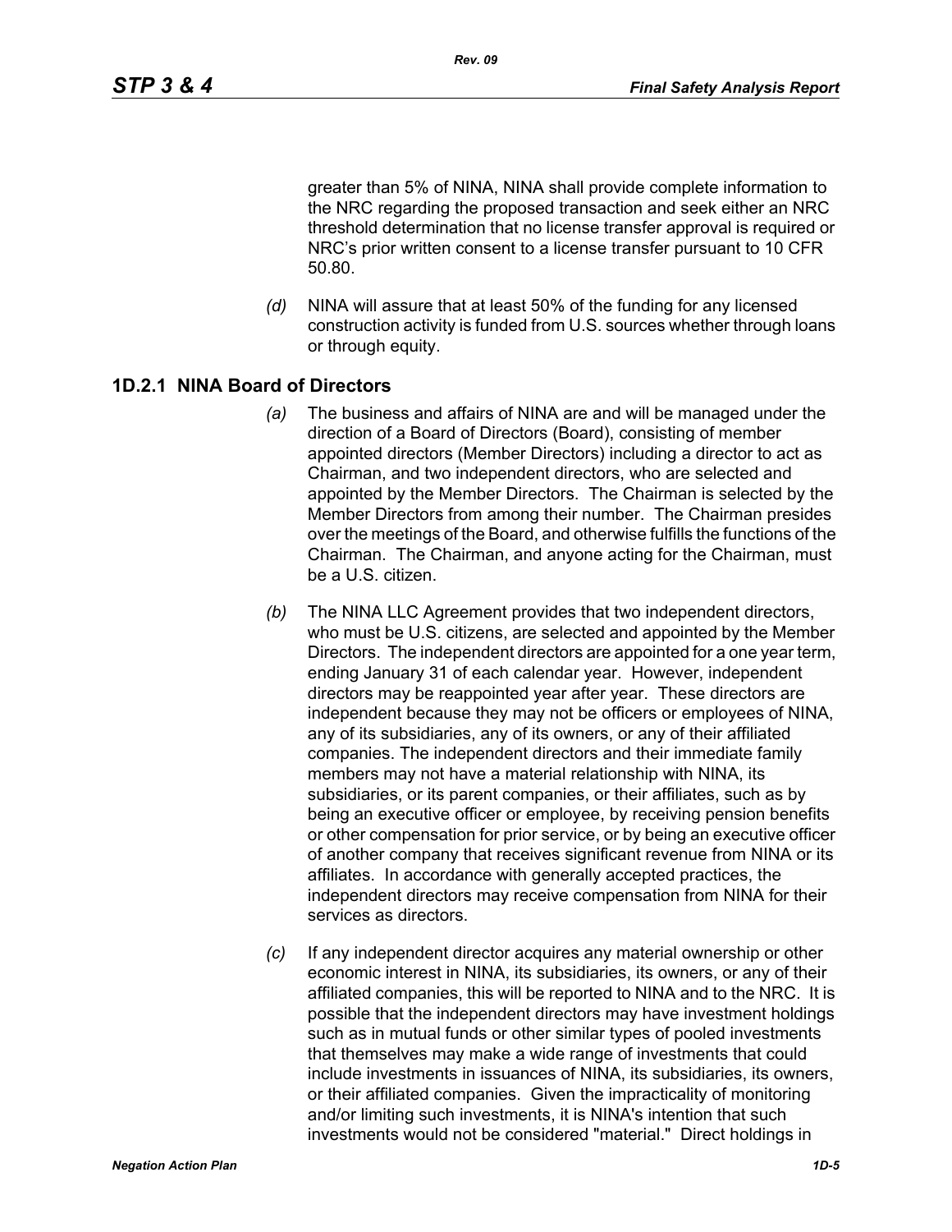greater than 5% of NINA, NINA shall provide complete information to the NRC regarding the proposed transaction and seek either an NRC threshold determination that no license transfer approval is required or NRC's prior written consent to a license transfer pursuant to 10 CFR 50.80.

*(d)* NINA will assure that at least 50% of the funding for any licensed construction activity is funded from U.S. sources whether through loans or through equity.

### 1D.2.1 NINA Board of Directors

*(a)* The business and affairs of NINA are and will be managed under the direction of a Board of Directors (Board), consisting of member appointed directors (Member Directors) including a director to act as Chairman, and two independent directors, who are selected and appointed by the Member Directors. The Chairman is selected by the Member Directors from among their number. The Chairman presides over the meetings of the Board, and otherwise fulfills the functions of the Chairman. The Chairman, and anyone acting for the Chairman, must be a U.S. citizen.

*(b)* The NINA LLC Agreement provides that two independent directors, who must be U.S. citizens, are selected and appointed by the Member Directors. The independent directors are appointed for a one year term, ending January 31 of each calendar year. However, independent directors may be reappointed year after year. These directors are independent because they may not be officers or employees of NINA, any of its subsidiaries, any of its owners, or any of their affiliated companies. The independent directors and their immediate family members may not have a material relationship with NINA, its subsidiaries, or its parent companies, or their affiliates, such as by being an executive officer or employee, by receiving pension benefits or other compensation for prior service, or by being an executive officer of another company that receives significant revenue from NINA or its affiliates. In accordance with generally accepted practices, the independent directors may receive compensation from NINA for their services as directors.

*(c)* If any independent director acquires any material ownership or other economic interest in NINA, its subsidiaries, its owners, or any of their affiliated companies, this will be reported to NINA and to the NRC. It is possible that the independent directors may have investment holdings such as in mutual funds or other similar types of pooled investments that themselves may make a wide range of investments that could include investments in issuances of NINA, its subsidiaries, its owners, or their affiliated companies. Given the impracticality of monitoring and/or limiting such investments, it is NINA's intention that such investments would not be considered "material." Direct holdings in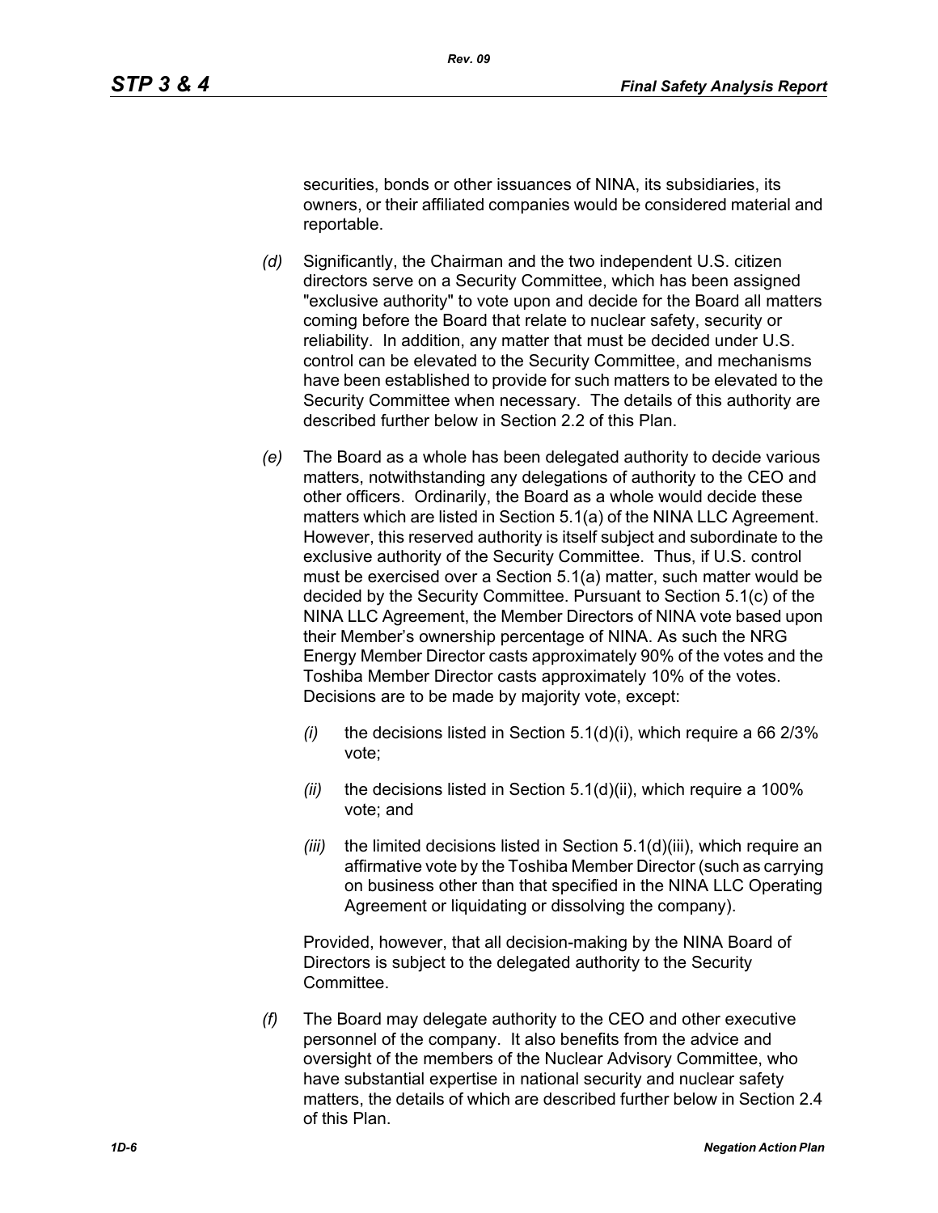securities, bonds or other issuances of NINA, its subsidiaries, its owners, or their affiliated companies would be considered material and reportable.

*(d)* Significantly, the Chairman and the two independent U.S. citizen directors serve on a Security Committee, which has been assigned "exclusive authority" to vote upon and decide for the Board all matters coming before the Board that relate to nuclear safety, security or reliability. In addition, any matter that must be decided under U.S. control can be elevated to the Security Committee, and mechanisms have been established to provide for such matters to be elevated to the Security Committee when necessary. The details of this authority are described further below in Section 2.2 of this Plan.

*(e)* The Board as a whole has been delegated authority to decide various matters, notwithstanding any delegations of authority to the CEO and other officers. Ordinarily, the Board as a whole would decide these matters which are listed in Section 5.1(a) of the NINA LLC Agreement. However, this reserved authority is itself subject and subordinate to the exclusive authority of the Security Committee. Thus, if U.S. control must be exercised over a Section 5.1(a) matter, such matter would be decided by the Security Committee. Pursuant to Section 5.1(c) of the NINA LLC Agreement, the Member Directors of NINA vote based upon their Member's ownership percentage of NINA. As such the NRG Energy Member Director casts approximately 90% of the votes and the Toshiba Member Director casts approximately 10% of the votes. Decisions are to be made by majority vote, except:

*(i)* the decisions listed in Section 5.1(d)(i), which require a 66 2/3% vote;

*(ii)* the decisions listed in Section 5.1(d)(ii), which require a 100% vote; and

*(iii)* the limited decisions listed in Section 5.1(d)(iii), which require an affirmative vote by the Toshiba Member Director (such as carrying on business other than that specified in the NINA LLC Operating Agreement or liquidating or dissolving the company).

Provided, however, that all decision-making by the NINA Board of Directors is subject to the delegated authority to the Security Committee.

*(f)* The Board may delegate authority to the CEO and other executive personnel of the company. It also benefits from the advice and oversight of the members of the Nuclear Advisory Committee, who have substantial expertise in national security and nuclear safety matters, the details of which are described further below in Section 2.4 of this Plan.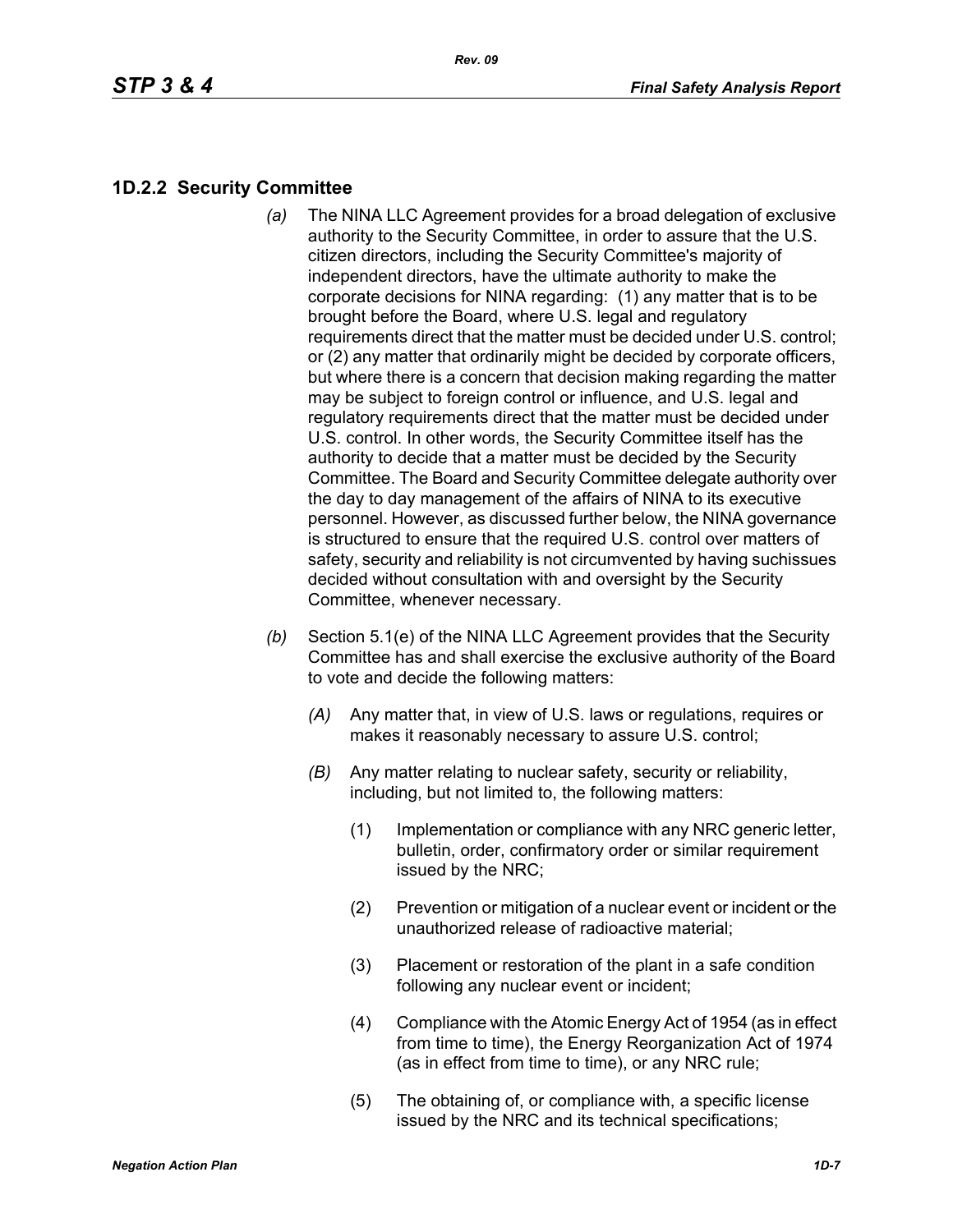### 1D.2.2 Security Committee

*(a)* The NINA LLC Agreement provides for a broad delegation of exclusive authority to the Security Committee, in order to assure that the U.S. citizen directors, including the Security Committee's majority of independent directors, have the ultimate authority to make the corporate decisions for NINA regarding: (1) any matter that is to be brought before the Board, where U.S. legal and regulatory requirements direct that the matter must be decided under U.S. control; or (2) any matter that ordinarily might be decided by corporate officers, but where there is a concern that decision making regarding the matter may be subject to foreign control or influence, and U.S. legal and regulatory requirements direct that the matter must be decided under U.S. control. In other words, the Security Committee itself has the authority to decide that a matter must be decided by the Security Committee. The Board and Security Committee delegate authority over the day to day management of the affairs of NINA to its executive personnel. However, as discussed further below, the NINA governance is structured to ensure that the required U.S. control over matters of safety, security and reliability is not circumvented by having suchissues decided without consultation with and oversight by the Security Committee, whenever necessary.

*(b)* Section 5.1(e) of the NINA LLC Agreement provides that the Security Committee has and shall exercise the exclusive authority of the Board to vote and decide the following matters:

*(A)* Any matter that, in view of U.S. laws or regulations, requires or makes it reasonably necessary to assure U.S. control;

*(B)* Any matter relating to nuclear safety, security or reliability, including, but not limited to, the following matters:

(1) Implementation or compliance with any NRC generic letter, bulletin, order, confirmatory order or similar requirement issued by the NRC;

(2) Prevention or mitigation of a nuclear event or incident or the unauthorized release of radioactive material;

(3) Placement or restoration of the plant in a safe condition following any nuclear event or incident;

(4) Compliance with the Atomic Energy Act of 1954 (as in effect from time to time), the Energy Reorganization Act of 1974 (as in effect from time to time), or any NRC rule;

(5) The obtaining of, or compliance with, a specific license issued by the NRC and its technical specifications;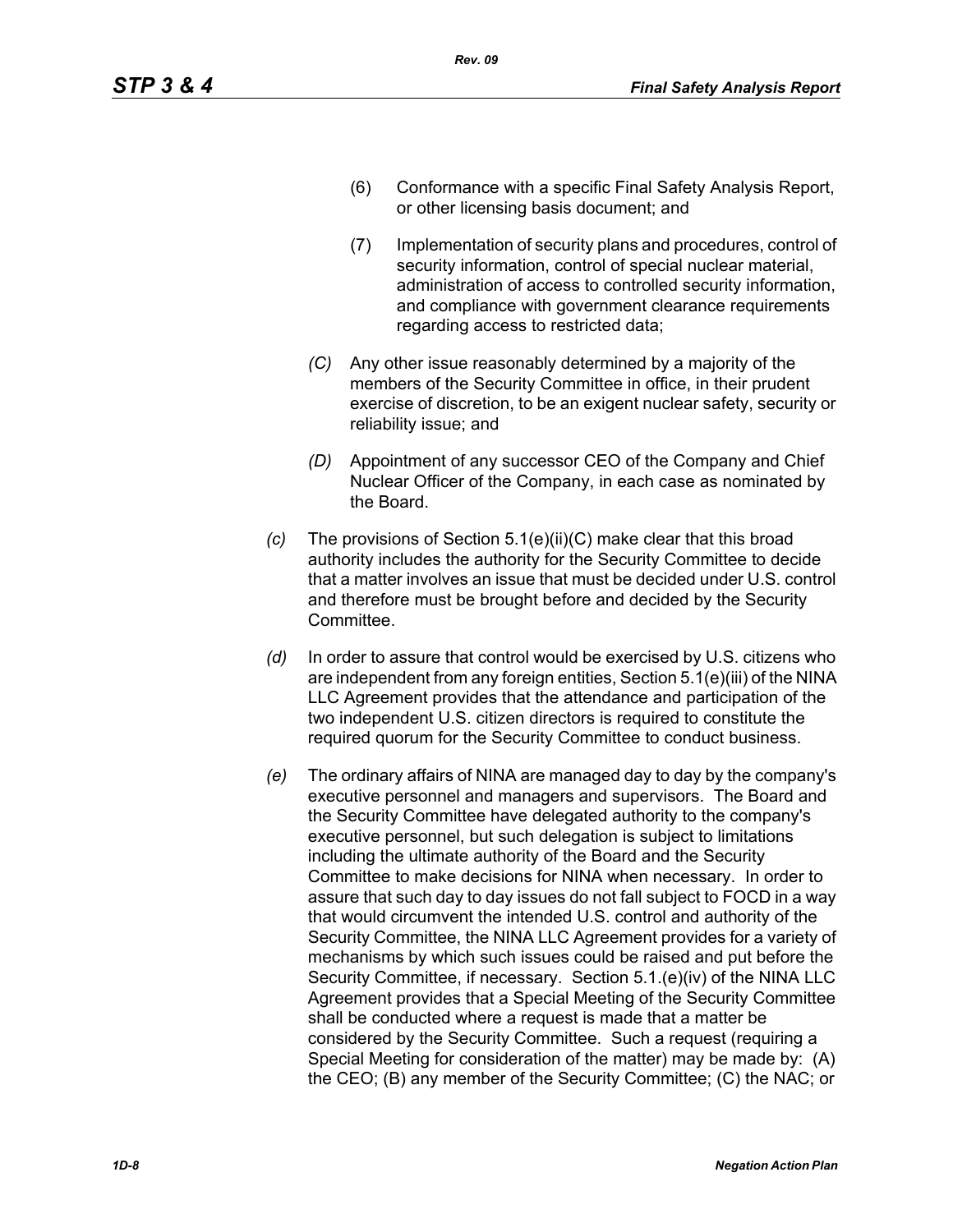(6) Conformance with a specific Final Safety Analysis Report, or other licensing basis document; and

(7) Implementation of security plans and procedures, control of security information, control of special nuclear material, administration of access to controlled security information, and compliance with government clearance requirements regarding access to restricted data;

*(C)* Any other issue reasonably determined by a majority of the members of the Security Committee in office, in their prudent exercise of discretion, to be an exigent nuclear safety, security or reliability issue; and

*(D)* Appointment of any successor CEO of the Company and Chief Nuclear Officer of the Company, in each case as nominated by the Board.

*(c)* The provisions of Section 5.1(e)(ii)(C) make clear that this broad authority includes the authority for the Security Committee to decide that a matter involves an issue that must be decided under U.S. control and therefore must be brought before and decided by the Security Committee.

*(d)* In order to assure that control would be exercised by U.S. citizens who are independent from any foreign entities, Section 5.1(e)(iii) of the NINA LLC Agreement provides that the attendance and participation of the two independent U.S. citizen directors is required to constitute the required quorum for the Security Committee to conduct business.

*(e)* The ordinary affairs of NINA are managed day to day by the company's executive personnel and managers and supervisors. The Board and the Security Committee have delegated authority to the company's executive personnel, but such delegation is subject to limitations including the ultimate authority of the Board and the Security Committee to make decisions for NINA when necessary. In order to assure that such day to day issues do not fall subject to FOCD in a way that would circumvent the intended U.S. control and authority of the Security Committee, the NINA LLC Agreement provides for a variety of mechanisms by which such issues could be raised and put before the Security Committee, if necessary. Section 5.1.(e)(iv) of the NINA LLC Agreement provides that a Special Meeting of the Security Committee shall be conducted where a request is made that a matter be considered by the Security Committee. Such a request (requiring a Special Meeting for consideration of the matter) may be made by: (A) the CEO; (B) any member of the Security Committee; (C) the NAC; or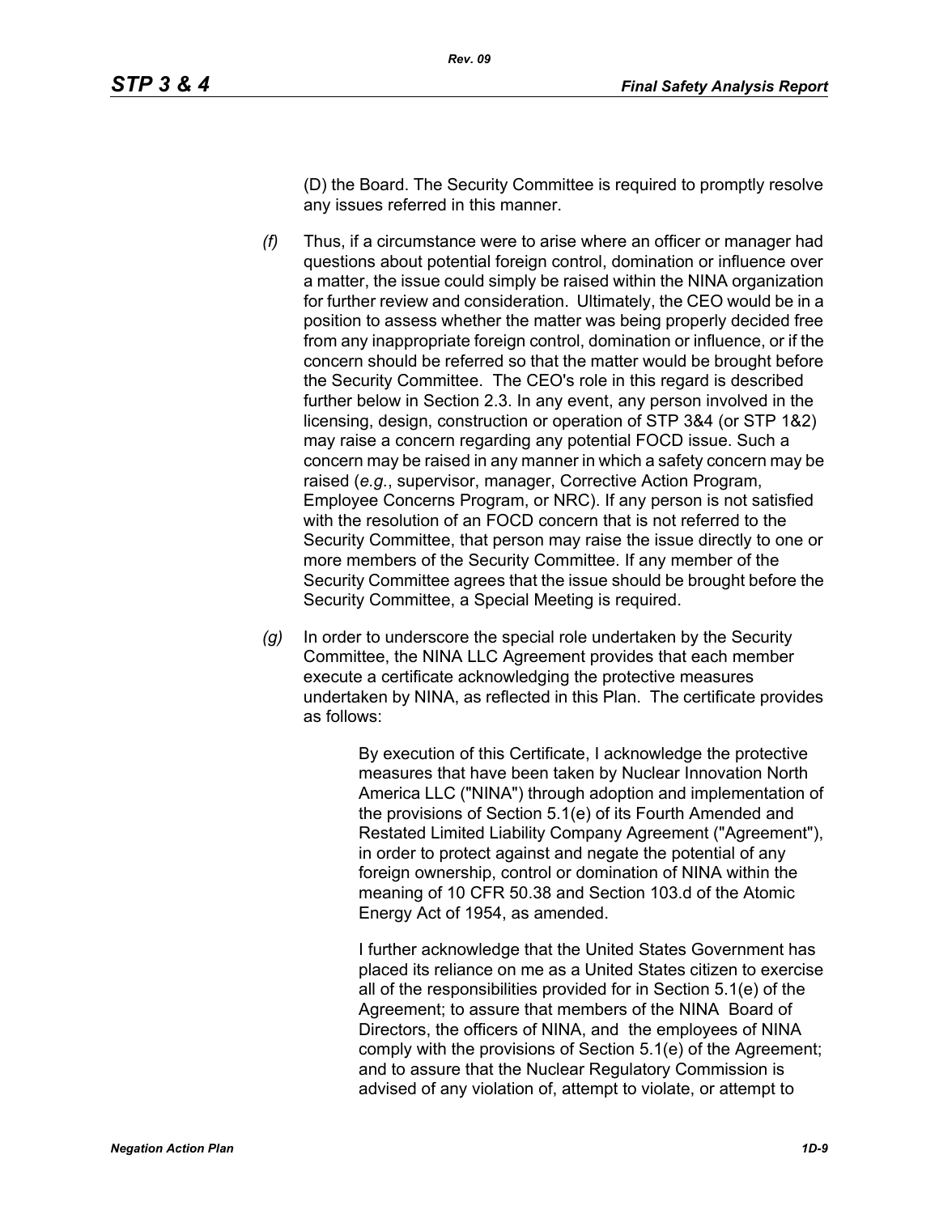(D) the Board. The Security Committee is required to promptly resolve any issues referred in this manner.

*(f)* Thus, if a circumstance were to arise where an officer or manager had questions about potential foreign control, domination or influence over a matter, the issue could simply be raised within the NINA organization for further review and consideration. Ultimately, the CEO would be in a position to assess whether the matter was being properly decided free from any inappropriate foreign control, domination or influence, or if the concern should be referred so that the matter would be brought before the Security Committee. The CEO's role in this regard is described further below in Section 2.3. In any event, any person involved in the licensing, design, construction or operation of STP 3&4 (or STP 1&2) may raise a concern regarding any potential FOCD issue. Such a concern may be raised in any manner in which a safety concern may be raised (*e.g.*, supervisor, manager, Corrective Action Program, Employee Concerns Program, or NRC). If any person is not satisfied with the resolution of an FOCD concern that is not referred to the Security Committee, that person may raise the issue directly to one or more members of the Security Committee. If any member of the Security Committee agrees that the issue should be brought before the Security Committee, a Special Meeting is required.

*(g)* In order to underscore the special role undertaken by the Security Committee, the NINA LLC Agreement provides that each member execute a certificate acknowledging the protective measures undertaken by NINA, as reflected in this Plan. The certificate provides as follows:

> By execution of this Certificate, I acknowledge the protective measures that have been taken by Nuclear Innovation North America LLC ("NINA") through adoption and implementation of the provisions of Section 5.1(e) of its Fourth Amended and Restated Limited Liability Company Agreement ("Agreement"), in order to protect against and negate the potential of any foreign ownership, control or domination of NINA within the meaning of 10 CFR 50.38 and Section 103.d of the Atomic Energy Act of 1954, as amended.
>
> I further acknowledge that the United States Government has placed its reliance on me as a United States citizen to exercise all of the responsibilities provided for in Section 5.1(e) of the Agreement; to assure that members of the NINA Board of Directors, the officers of NINA, and the employees of NINA comply with the provisions of Section 5.1(e) of the Agreement; and to assure that the Nuclear Regulatory Commission is advised of any violation of, attempt to violate, or attempt to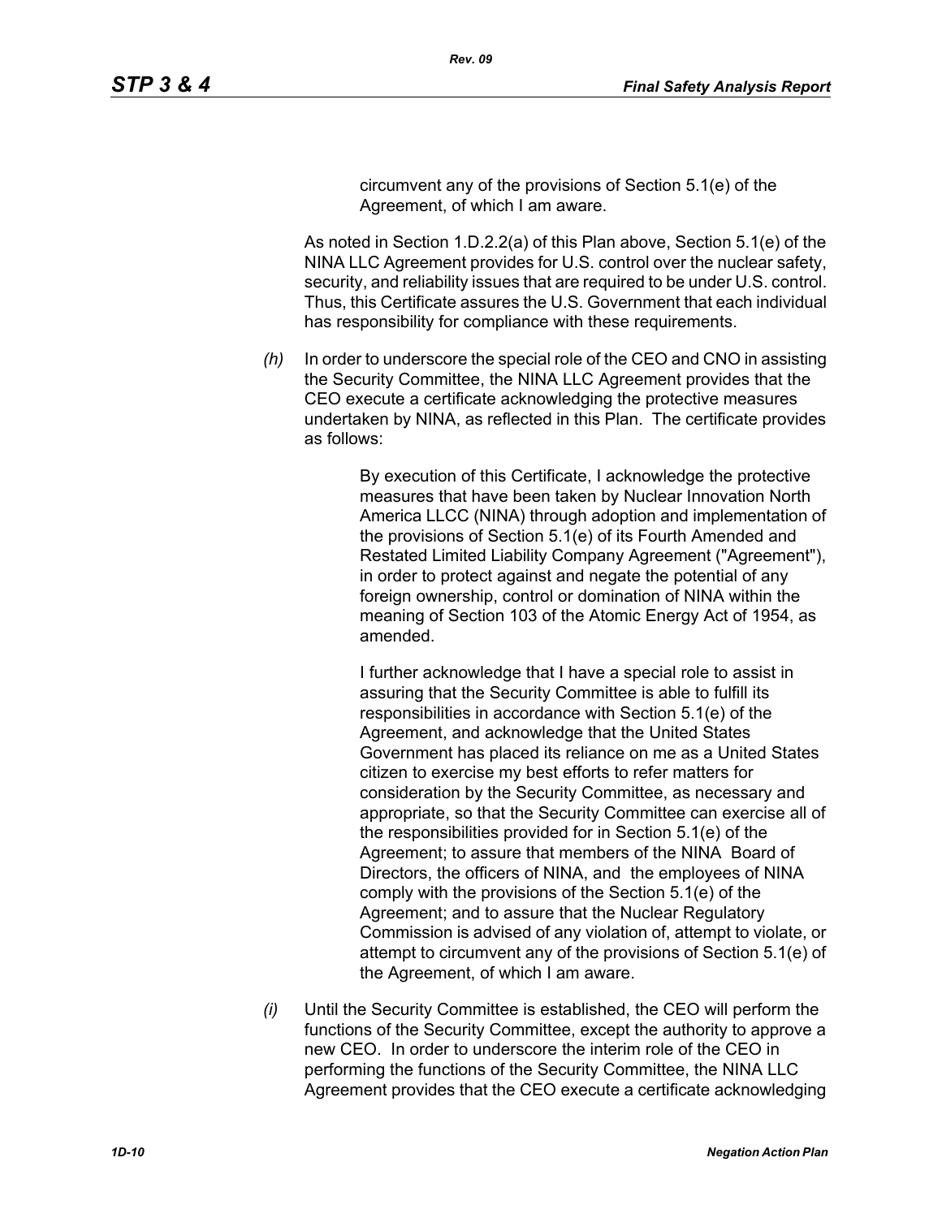> circumvent any of the provisions of Section 5.1(e) of the Agreement, of which I am aware.

As noted in Section 1.D.2.2(a) of this Plan above, Section 5.1(e) of the NINA LLC Agreement provides for U.S. control over the nuclear safety, security, and reliability issues that are required to be under U.S. control. Thus, this Certificate assures the U.S. Government that each individual has responsibility for compliance with these requirements.

*(h)* In order to underscore the special role of the CEO and CNO in assisting the Security Committee, the NINA LLC Agreement provides that the CEO execute a certificate acknowledging the protective measures undertaken by NINA, as reflected in this Plan. The certificate provides as follows:

> By execution of this Certificate, I acknowledge the protective measures that have been taken by Nuclear Innovation North America LLCC (NINA) through adoption and implementation of the provisions of Section 5.1(e) of its Fourth Amended and Restated Limited Liability Company Agreement ("Agreement"), in order to protect against and negate the potential of any foreign ownership, control or domination of NINA within the meaning of Section 103 of the Atomic Energy Act of 1954, as amended.
>
> I further acknowledge that I have a special role to assist in assuring that the Security Committee is able to fulfill its responsibilities in accordance with Section 5.1(e) of the Agreement, and acknowledge that the United States Government has placed its reliance on me as a United States citizen to exercise my best efforts to refer matters for consideration by the Security Committee, as necessary and appropriate, so that the Security Committee can exercise all of the responsibilities provided for in Section 5.1(e) of the Agreement; to assure that members of the NINA Board of Directors, the officers of NINA, and the employees of NINA comply with the provisions of the Section 5.1(e) of the Agreement; and to assure that the Nuclear Regulatory Commission is advised of any violation of, attempt to violate, or attempt to circumvent any of the provisions of Section 5.1(e) of the Agreement, of which I am aware.

*(i)* Until the Security Committee is established, the CEO will perform the functions of the Security Committee, except the authority to approve a new CEO. In order to underscore the interim role of the CEO in performing the functions of the Security Committee, the NINA LLC Agreement provides that the CEO execute a certificate acknowledging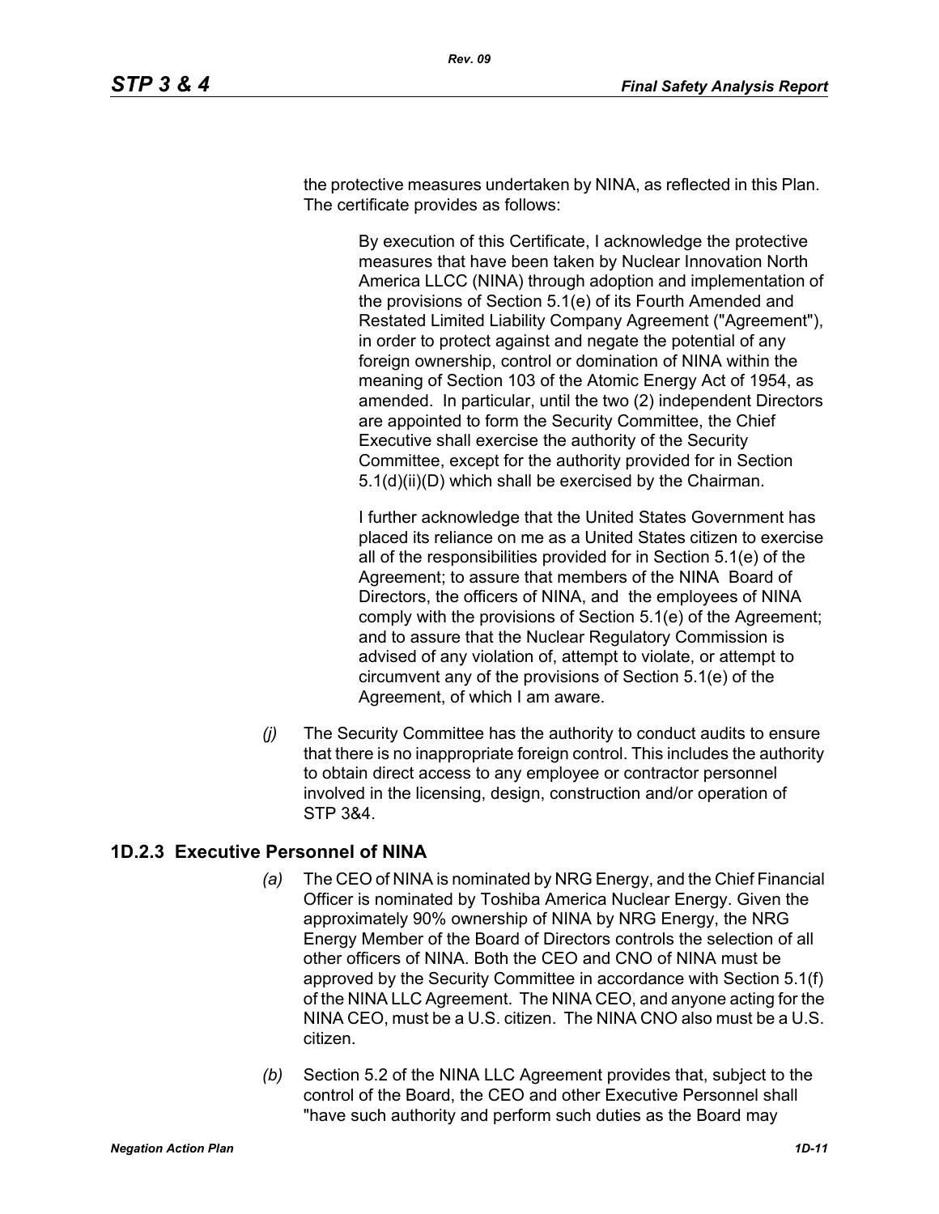the protective measures undertaken by NINA, as reflected in this Plan. The certificate provides as follows:

> By execution of this Certificate, I acknowledge the protective measures that have been taken by Nuclear Innovation North America LLCC (NINA) through adoption and implementation of the provisions of Section 5.1(e) of its Fourth Amended and Restated Limited Liability Company Agreement ("Agreement"), in order to protect against and negate the potential of any foreign ownership, control or domination of NINA within the meaning of Section 103 of the Atomic Energy Act of 1954, as amended. In particular, until the two (2) independent Directors are appointed to form the Security Committee, the Chief Executive shall exercise the authority of the Security Committee, except for the authority provided for in Section 5.1(d)(ii)(D) which shall be exercised by the Chairman.
>
> I further acknowledge that the United States Government has placed its reliance on me as a United States citizen to exercise all of the responsibilities provided for in Section 5.1(e) of the Agreement; to assure that members of the NINA Board of Directors, the officers of NINA, and the employees of NINA comply with the provisions of Section 5.1(e) of the Agreement; and to assure that the Nuclear Regulatory Commission is advised of any violation of, attempt to violate, or attempt to circumvent any of the provisions of Section 5.1(e) of the Agreement, of which I am aware.

*(j)* The Security Committee has the authority to conduct audits to ensure that there is no inappropriate foreign control. This includes the authority to obtain direct access to any employee or contractor personnel involved in the licensing, design, construction and/or operation of STP 3&4.

## 1D.2.3 Executive Personnel of NINA

*(a)* The CEO of NINA is nominated by NRG Energy, and the Chief Financial Officer is nominated by Toshiba America Nuclear Energy. Given the approximately 90% ownership of NINA by NRG Energy, the NRG Energy Member of the Board of Directors controls the selection of all other officers of NINA. Both the CEO and CNO of NINA must be approved by the Security Committee in accordance with Section 5.1(f) of the NINA LLC Agreement. The NINA CEO, and anyone acting for the NINA CEO, must be a U.S. citizen. The NINA CNO also must be a U.S. citizen.

*(b)* Section 5.2 of the NINA LLC Agreement provides that, subject to the control of the Board, the CEO and other Executive Personnel shall "have such authority and perform such duties as the Board may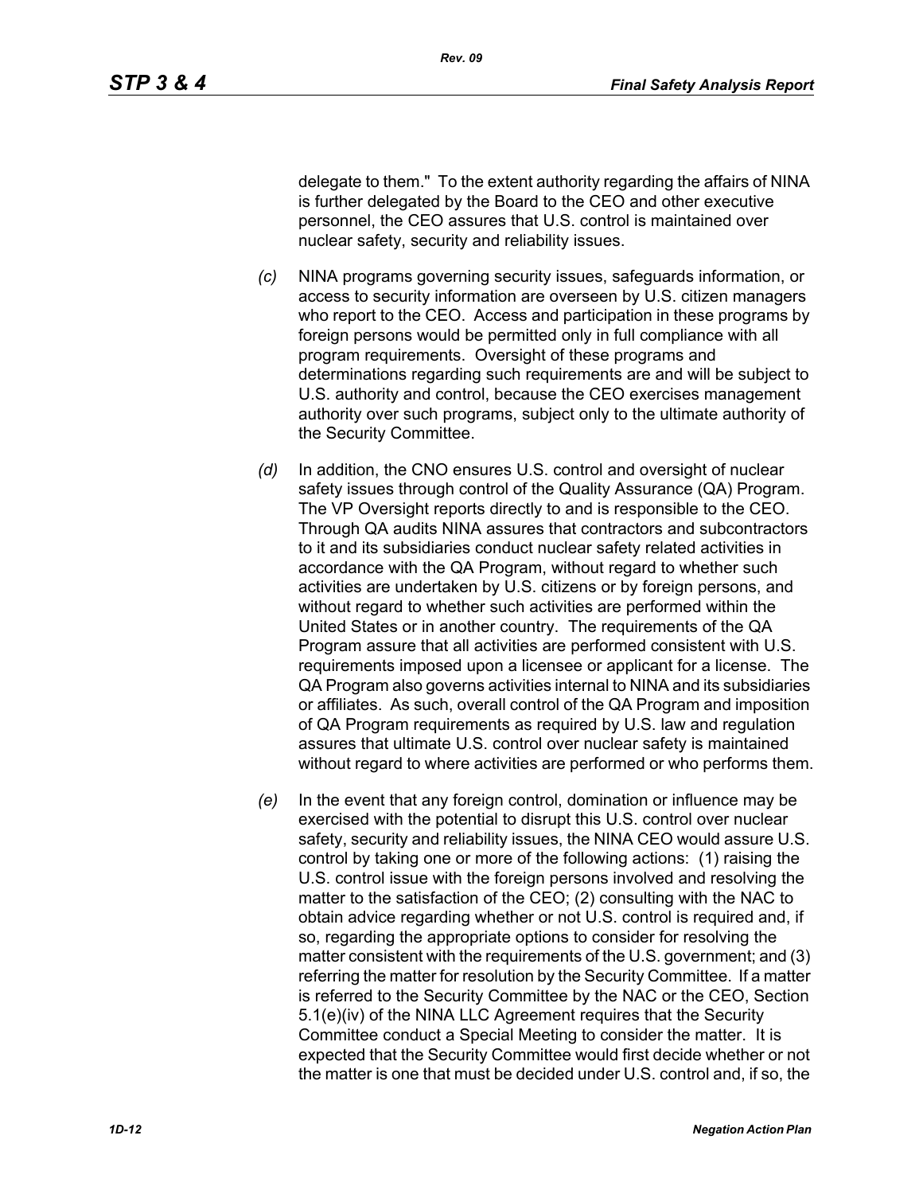delegate to them." To the extent authority regarding the affairs of NINA is further delegated by the Board to the CEO and other executive personnel, the CEO assures that U.S. control is maintained over nuclear safety, security and reliability issues.

*(c)* NINA programs governing security issues, safeguards information, or access to security information are overseen by U.S. citizen managers who report to the CEO. Access and participation in these programs by foreign persons would be permitted only in full compliance with all program requirements. Oversight of these programs and determinations regarding such requirements are and will be subject to U.S. authority and control, because the CEO exercises management authority over such programs, subject only to the ultimate authority of the Security Committee.

*(d)* In addition, the CNO ensures U.S. control and oversight of nuclear safety issues through control of the Quality Assurance (QA) Program. The VP Oversight reports directly to and is responsible to the CEO. Through QA audits NINA assures that contractors and subcontractors to it and its subsidiaries conduct nuclear safety related activities in accordance with the QA Program, without regard to whether such activities are undertaken by U.S. citizens or by foreign persons, and without regard to whether such activities are performed within the United States or in another country. The requirements of the QA Program assure that all activities are performed consistent with U.S. requirements imposed upon a licensee or applicant for a license. The QA Program also governs activities internal to NINA and its subsidiaries or affiliates. As such, overall control of the QA Program and imposition of QA Program requirements as required by U.S. law and regulation assures that ultimate U.S. control over nuclear safety is maintained without regard to where activities are performed or who performs them.

*(e)* In the event that any foreign control, domination or influence may be exercised with the potential to disrupt this U.S. control over nuclear safety, security and reliability issues, the NINA CEO would assure U.S. control by taking one or more of the following actions: (1) raising the U.S. control issue with the foreign persons involved and resolving the matter to the satisfaction of the CEO; (2) consulting with the NAC to obtain advice regarding whether or not U.S. control is required and, if so, regarding the appropriate options to consider for resolving the matter consistent with the requirements of the U.S. government; and (3) referring the matter for resolution by the Security Committee. If a matter is referred to the Security Committee by the NAC or the CEO, Section 5.1(e)(iv) of the NINA LLC Agreement requires that the Security Committee conduct a Special Meeting to consider the matter. It is expected that the Security Committee would first decide whether or not the matter is one that must be decided under U.S. control and, if so, the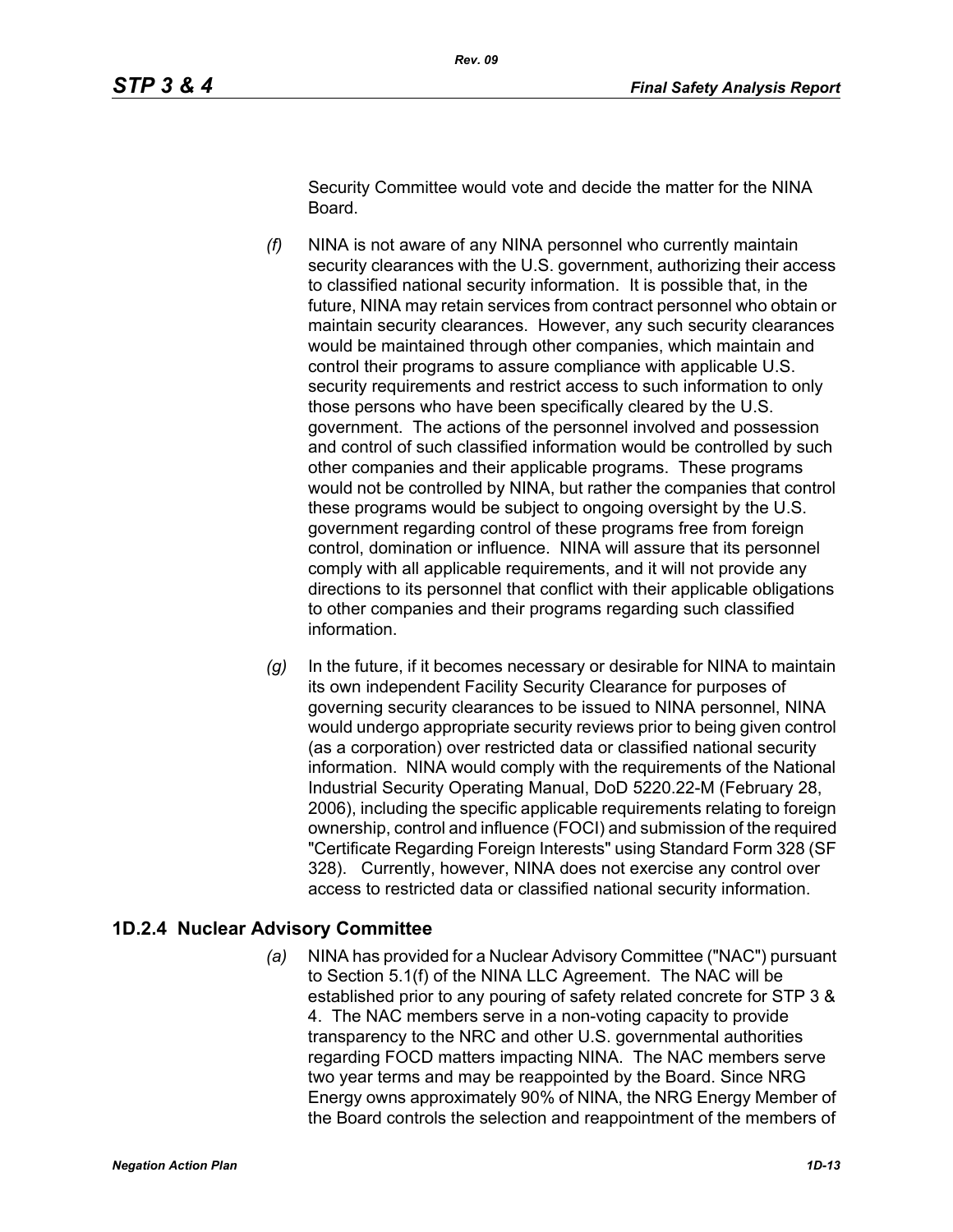Security Committee would vote and decide the matter for the NINA Board.

*(f)* NINA is not aware of any NINA personnel who currently maintain security clearances with the U.S. government, authorizing their access to classified national security information. It is possible that, in the future, NINA may retain services from contract personnel who obtain or maintain security clearances. However, any such security clearances would be maintained through other companies, which maintain and control their programs to assure compliance with applicable U.S. security requirements and restrict access to such information to only those persons who have been specifically cleared by the U.S. government. The actions of the personnel involved and possession and control of such classified information would be controlled by such other companies and their applicable programs. These programs would not be controlled by NINA, but rather the companies that control these programs would be subject to ongoing oversight by the U.S. government regarding control of these programs free from foreign control, domination or influence. NINA will assure that its personnel comply with all applicable requirements, and it will not provide any directions to its personnel that conflict with their applicable obligations to other companies and their programs regarding such classified information.

*(g)* In the future, if it becomes necessary or desirable for NINA to maintain its own independent Facility Security Clearance for purposes of governing security clearances to be issued to NINA personnel, NINA would undergo appropriate security reviews prior to being given control (as a corporation) over restricted data or classified national security information. NINA would comply with the requirements of the National Industrial Security Operating Manual, DoD 5220.22-M (February 28, 2006), including the specific applicable requirements relating to foreign ownership, control and influence (FOCI) and submission of the required "Certificate Regarding Foreign Interests" using Standard Form 328 (SF 328). Currently, however, NINA does not exercise any control over access to restricted data or classified national security information.

## 1D.2.4 Nuclear Advisory Committee

*(a)* NINA has provided for a Nuclear Advisory Committee ("NAC") pursuant to Section 5.1(f) of the NINA LLC Agreement. The NAC will be established prior to any pouring of safety related concrete for STP 3 & 4. The NAC members serve in a non-voting capacity to provide transparency to the NRC and other U.S. governmental authorities regarding FOCD matters impacting NINA. The NAC members serve two year terms and may be reappointed by the Board. Since NRG Energy owns approximately 90% of NINA, the NRG Energy Member of the Board controls the selection and reappointment of the members of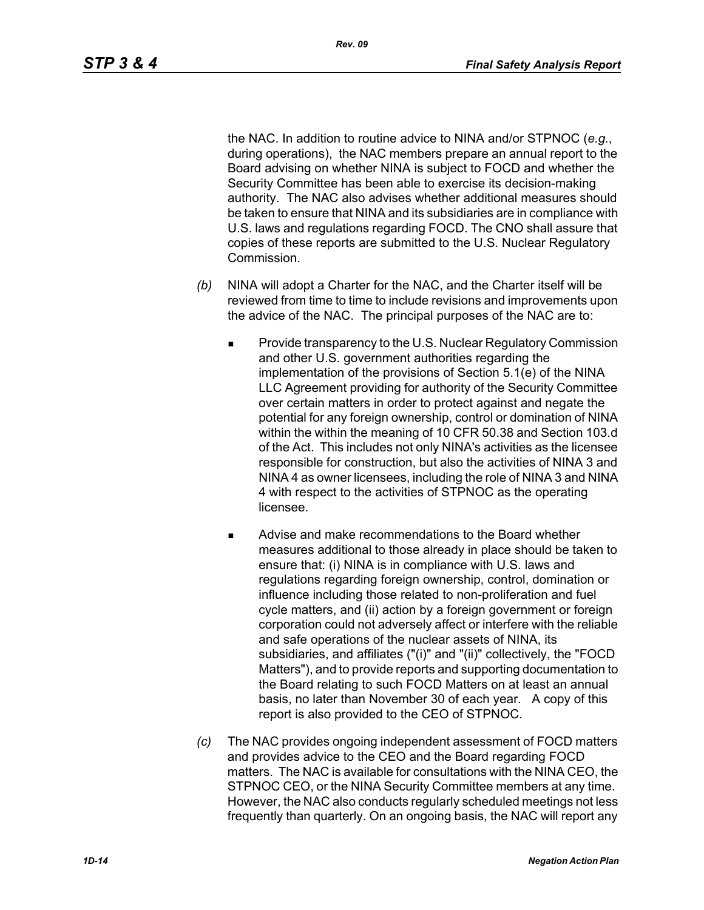the NAC. In addition to routine advice to NINA and/or STPNOC (*e.g.*, during operations), the NAC members prepare an annual report to the Board advising on whether NINA is subject to FOCD and whether the Security Committee has been able to exercise its decision-making authority. The NAC also advises whether additional measures should be taken to ensure that NINA and its subsidiaries are in compliance with U.S. laws and regulations regarding FOCD. The CNO shall assure that copies of these reports are submitted to the U.S. Nuclear Regulatory Commission.

*(b)* NINA will adopt a Charter for the NAC, and the Charter itself will be reviewed from time to time to include revisions and improvements upon the advice of the NAC. The principal purposes of the NAC are to:

- Provide transparency to the U.S. Nuclear Regulatory Commission and other U.S. government authorities regarding the implementation of the provisions of Section 5.1(e) of the NINA LLC Agreement providing for authority of the Security Committee over certain matters in order to protect against and negate the potential for any foreign ownership, control or domination of NINA within the within the meaning of 10 CFR 50.38 and Section 103.d of the Act. This includes not only NINA's activities as the licensee responsible for construction, but also the activities of NINA 3 and NINA 4 as owner licensees, including the role of NINA 3 and NINA 4 with respect to the activities of STPNOC as the operating licensee.

- Advise and make recommendations to the Board whether measures additional to those already in place should be taken to ensure that: (i) NINA is in compliance with U.S. laws and regulations regarding foreign ownership, control, domination or influence including those related to non-proliferation and fuel cycle matters, and (ii) action by a foreign government or foreign corporation could not adversely affect or interfere with the reliable and safe operations of the nuclear assets of NINA, its subsidiaries, and affiliates ("(i)" and "(ii)" collectively, the "FOCD Matters"), and to provide reports and supporting documentation to the Board relating to such FOCD Matters on at least an annual basis, no later than November 30 of each year. A copy of this report is also provided to the CEO of STPNOC.

*(c)* The NAC provides ongoing independent assessment of FOCD matters and provides advice to the CEO and the Board regarding FOCD matters. The NAC is available for consultations with the NINA CEO, the STPNOC CEO, or the NINA Security Committee members at any time. However, the NAC also conducts regularly scheduled meetings not less frequently than quarterly. On an ongoing basis, the NAC will report any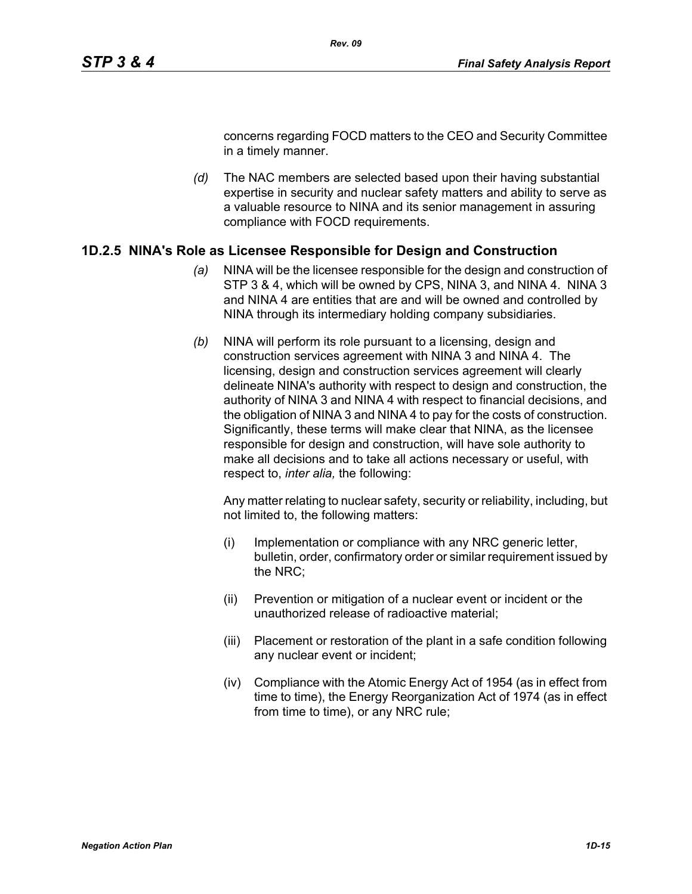concerns regarding FOCD matters to the CEO and Security Committee in a timely manner.

*(d)* The NAC members are selected based upon their having substantial expertise in security and nuclear safety matters and ability to serve as a valuable resource to NINA and its senior management in assuring compliance with FOCD requirements.

## 1D.2.5 NINA's Role as Licensee Responsible for Design and Construction

*(a)* NINA will be the licensee responsible for the design and construction of STP 3 & 4, which will be owned by CPS, NINA 3, and NINA 4. NINA 3 and NINA 4 are entities that are and will be owned and controlled by NINA through its intermediary holding company subsidiaries.

*(b)* NINA will perform its role pursuant to a licensing, design and construction services agreement with NINA 3 and NINA 4. The licensing, design and construction services agreement will clearly delineate NINA's authority with respect to design and construction, the authority of NINA 3 and NINA 4 with respect to financial decisions, and the obligation of NINA 3 and NINA 4 to pay for the costs of construction. Significantly, these terms will make clear that NINA, as the licensee responsible for design and construction, will have sole authority to make all decisions and to take all actions necessary or useful, with respect to, *inter alia,* the following:

Any matter relating to nuclear safety, security or reliability, including, but not limited to, the following matters:

(i) Implementation or compliance with any NRC generic letter, bulletin, order, confirmatory order or similar requirement issued by the NRC;

(ii) Prevention or mitigation of a nuclear event or incident or the unauthorized release of radioactive material;

(iii) Placement or restoration of the plant in a safe condition following any nuclear event or incident;

(iv) Compliance with the Atomic Energy Act of 1954 (as in effect from time to time), the Energy Reorganization Act of 1974 (as in effect from time to time), or any NRC rule;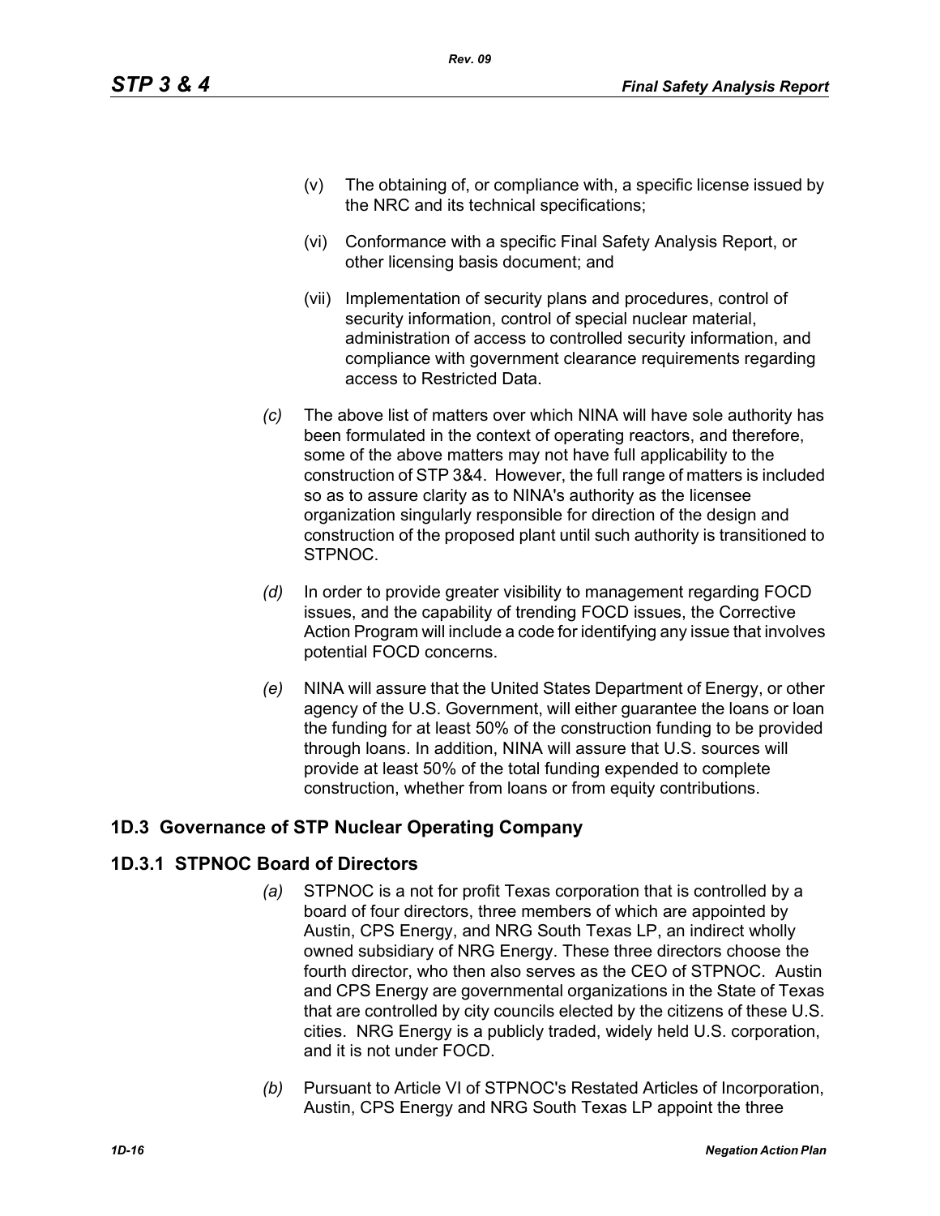(v) The obtaining of, or compliance with, a specific license issued by the NRC and its technical specifications;

(vi) Conformance with a specific Final Safety Analysis Report, or other licensing basis document; and

(vii) Implementation of security plans and procedures, control of security information, control of special nuclear material, administration of access to controlled security information, and compliance with government clearance requirements regarding access to Restricted Data.

*(c)* The above list of matters over which NINA will have sole authority has been formulated in the context of operating reactors, and therefore, some of the above matters may not have full applicability to the construction of STP 3&4. However, the full range of matters is included so as to assure clarity as to NINA's authority as the licensee organization singularly responsible for direction of the design and construction of the proposed plant until such authority is transitioned to STPNOC.

*(d)* In order to provide greater visibility to management regarding FOCD issues, and the capability of trending FOCD issues, the Corrective Action Program will include a code for identifying any issue that involves potential FOCD concerns.

*(e)* NINA will assure that the United States Department of Energy, or other agency of the U.S. Government, will either guarantee the loans or loan the funding for at least 50% of the construction funding to be provided through loans. In addition, NINA will assure that U.S. sources will provide at least 50% of the total funding expended to complete construction, whether from loans or from equity contributions.

## 1D.3 Governance of STP Nuclear Operating Company

### 1D.3.1 STPNOC Board of Directors

*(a)* STPNOC is a not for profit Texas corporation that is controlled by a board of four directors, three members of which are appointed by Austin, CPS Energy, and NRG South Texas LP, an indirect wholly owned subsidiary of NRG Energy. These three directors choose the fourth director, who then also serves as the CEO of STPNOC. Austin and CPS Energy are governmental organizations in the State of Texas that are controlled by city councils elected by the citizens of these U.S. cities. NRG Energy is a publicly traded, widely held U.S. corporation, and it is not under FOCD.

*(b)* Pursuant to Article VI of STPNOC's Restated Articles of Incorporation, Austin, CPS Energy and NRG South Texas LP appoint the three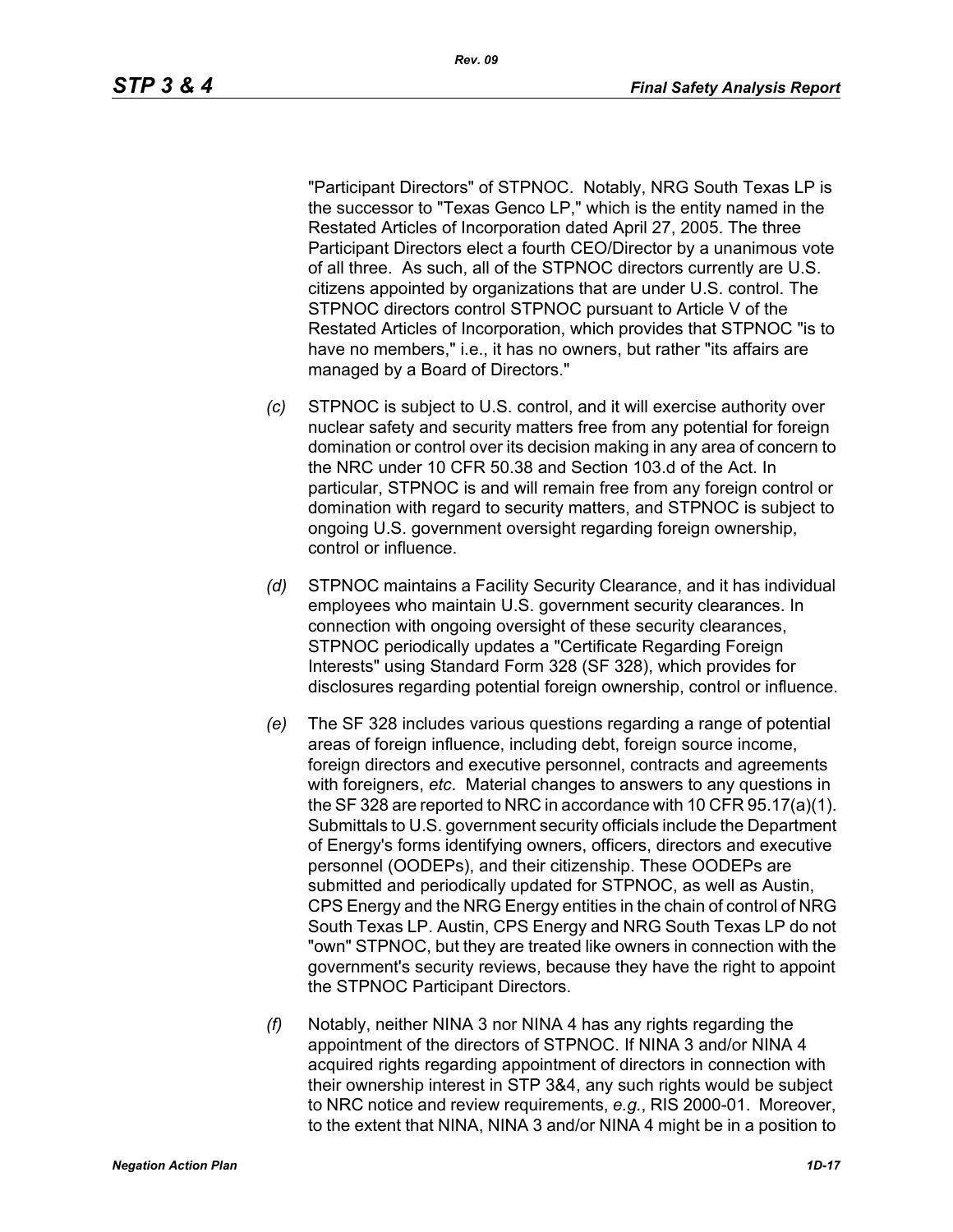"Participant Directors" of STPNOC. Notably, NRG South Texas LP is the successor to "Texas Genco LP," which is the entity named in the Restated Articles of Incorporation dated April 27, 2005. The three Participant Directors elect a fourth CEO/Director by a unanimous vote of all three. As such, all of the STPNOC directors currently are U.S. citizens appointed by organizations that are under U.S. control. The STPNOC directors control STPNOC pursuant to Article V of the Restated Articles of Incorporation, which provides that STPNOC "is to have no members," i.e., it has no owners, but rather "its affairs are managed by a Board of Directors."

*(c)* STPNOC is subject to U.S. control, and it will exercise authority over nuclear safety and security matters free from any potential for foreign domination or control over its decision making in any area of concern to the NRC under 10 CFR 50.38 and Section 103.d of the Act. In particular, STPNOC is and will remain free from any foreign control or domination with regard to security matters, and STPNOC is subject to ongoing U.S. government oversight regarding foreign ownership, control or influence.

*(d)* STPNOC maintains a Facility Security Clearance, and it has individual employees who maintain U.S. government security clearances. In connection with ongoing oversight of these security clearances, STPNOC periodically updates a "Certificate Regarding Foreign Interests" using Standard Form 328 (SF 328), which provides for disclosures regarding potential foreign ownership, control or influence.

*(e)* The SF 328 includes various questions regarding a range of potential areas of foreign influence, including debt, foreign source income, foreign directors and executive personnel, contracts and agreements with foreigners, *etc*. Material changes to answers to any questions in the SF 328 are reported to NRC in accordance with 10 CFR 95.17(a)(1). Submittals to U.S. government security officials include the Department of Energy's forms identifying owners, officers, directors and executive personnel (OODEPs), and their citizenship. These OODEPs are submitted and periodically updated for STPNOC, as well as Austin, CPS Energy and the NRG Energy entities in the chain of control of NRG South Texas LP. Austin, CPS Energy and NRG South Texas LP do not "own" STPNOC, but they are treated like owners in connection with the government's security reviews, because they have the right to appoint the STPNOC Participant Directors.

*(f)* Notably, neither NINA 3 nor NINA 4 has any rights regarding the appointment of the directors of STPNOC. If NINA 3 and/or NINA 4 acquired rights regarding appointment of directors in connection with their ownership interest in STP 3&4, any such rights would be subject to NRC notice and review requirements, *e.g.*, RIS 2000-01. Moreover, to the extent that NINA, NINA 3 and/or NINA 4 might be in a position to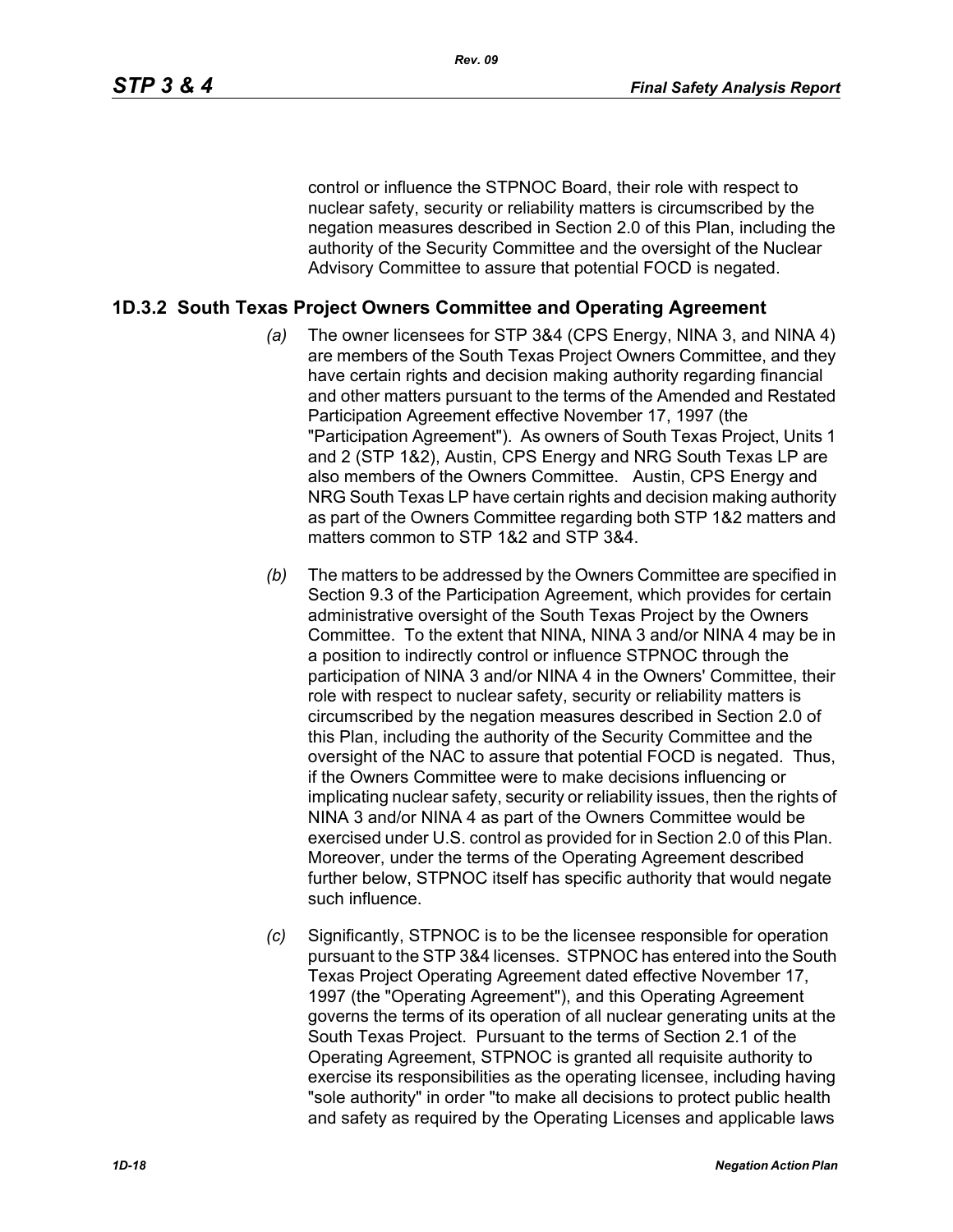control or influence the STPNOC Board, their role with respect to nuclear safety, security or reliability matters is circumscribed by the negation measures described in Section 2.0 of this Plan, including the authority of the Security Committee and the oversight of the Nuclear Advisory Committee to assure that potential FOCD is negated.

## 1D.3.2 South Texas Project Owners Committee and Operating Agreement

*(a)* The owner licensees for STP 3&4 (CPS Energy, NINA 3, and NINA 4) are members of the South Texas Project Owners Committee, and they have certain rights and decision making authority regarding financial and other matters pursuant to the terms of the Amended and Restated Participation Agreement effective November 17, 1997 (the "Participation Agreement"). As owners of South Texas Project, Units 1 and 2 (STP 1&2), Austin, CPS Energy and NRG South Texas LP are also members of the Owners Committee. Austin, CPS Energy and NRG South Texas LP have certain rights and decision making authority as part of the Owners Committee regarding both STP 1&2 matters and matters common to STP 1&2 and STP 3&4.

*(b)* The matters to be addressed by the Owners Committee are specified in Section 9.3 of the Participation Agreement, which provides for certain administrative oversight of the South Texas Project by the Owners Committee. To the extent that NINA, NINA 3 and/or NINA 4 may be in a position to indirectly control or influence STPNOC through the participation of NINA 3 and/or NINA 4 in the Owners' Committee, their role with respect to nuclear safety, security or reliability matters is circumscribed by the negation measures described in Section 2.0 of this Plan, including the authority of the Security Committee and the oversight of the NAC to assure that potential FOCD is negated. Thus, if the Owners Committee were to make decisions influencing or implicating nuclear safety, security or reliability issues, then the rights of NINA 3 and/or NINA 4 as part of the Owners Committee would be exercised under U.S. control as provided for in Section 2.0 of this Plan. Moreover, under the terms of the Operating Agreement described further below, STPNOC itself has specific authority that would negate such influence.

*(c)* Significantly, STPNOC is to be the licensee responsible for operation pursuant to the STP 3&4 licenses. STPNOC has entered into the South Texas Project Operating Agreement dated effective November 17, 1997 (the "Operating Agreement"), and this Operating Agreement governs the terms of its operation of all nuclear generating units at the South Texas Project. Pursuant to the terms of Section 2.1 of the Operating Agreement, STPNOC is granted all requisite authority to exercise its responsibilities as the operating licensee, including having "sole authority" in order "to make all decisions to protect public health and safety as required by the Operating Licenses and applicable laws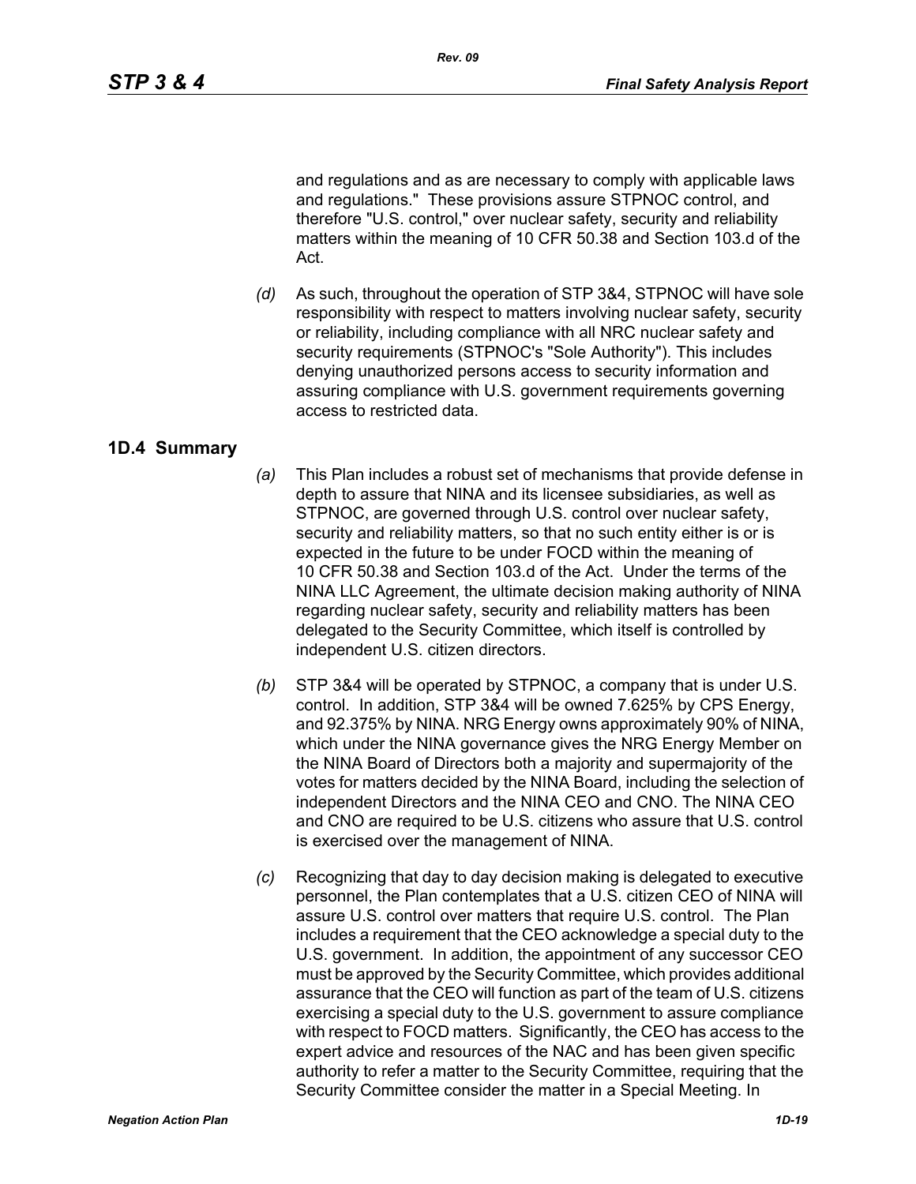and regulations and as are necessary to comply with applicable laws and regulations." These provisions assure STPNOC control, and therefore "U.S. control," over nuclear safety, security and reliability matters within the meaning of 10 CFR 50.38 and Section 103.d of the Act.

*(d)* As such, throughout the operation of STP 3&4, STPNOC will have sole responsibility with respect to matters involving nuclear safety, security or reliability, including compliance with all NRC nuclear safety and security requirements (STPNOC's "Sole Authority"). This includes denying unauthorized persons access to security information and assuring compliance with U.S. government requirements governing access to restricted data.

## 1D.4 Summary

*(a)* This Plan includes a robust set of mechanisms that provide defense in depth to assure that NINA and its licensee subsidiaries, as well as STPNOC, are governed through U.S. control over nuclear safety, security and reliability matters, so that no such entity either is or is expected in the future to be under FOCD within the meaning of 10 CFR 50.38 and Section 103.d of the Act. Under the terms of the NINA LLC Agreement, the ultimate decision making authority of NINA regarding nuclear safety, security and reliability matters has been delegated to the Security Committee, which itself is controlled by independent U.S. citizen directors.

*(b)* STP 3&4 will be operated by STPNOC, a company that is under U.S. control. In addition, STP 3&4 will be owned 7.625% by CPS Energy, and 92.375% by NINA. NRG Energy owns approximately 90% of NINA, which under the NINA governance gives the NRG Energy Member on the NINA Board of Directors both a majority and supermajority of the votes for matters decided by the NINA Board, including the selection of independent Directors and the NINA CEO and CNO. The NINA CEO and CNO are required to be U.S. citizens who assure that U.S. control is exercised over the management of NINA.

*(c)* Recognizing that day to day decision making is delegated to executive personnel, the Plan contemplates that a U.S. citizen CEO of NINA will assure U.S. control over matters that require U.S. control. The Plan includes a requirement that the CEO acknowledge a special duty to the U.S. government. In addition, the appointment of any successor CEO must be approved by the Security Committee, which provides additional assurance that the CEO will function as part of the team of U.S. citizens exercising a special duty to the U.S. government to assure compliance with respect to FOCD matters. Significantly, the CEO has access to the expert advice and resources of the NAC and has been given specific authority to refer a matter to the Security Committee, requiring that the Security Committee consider the matter in a Special Meeting. In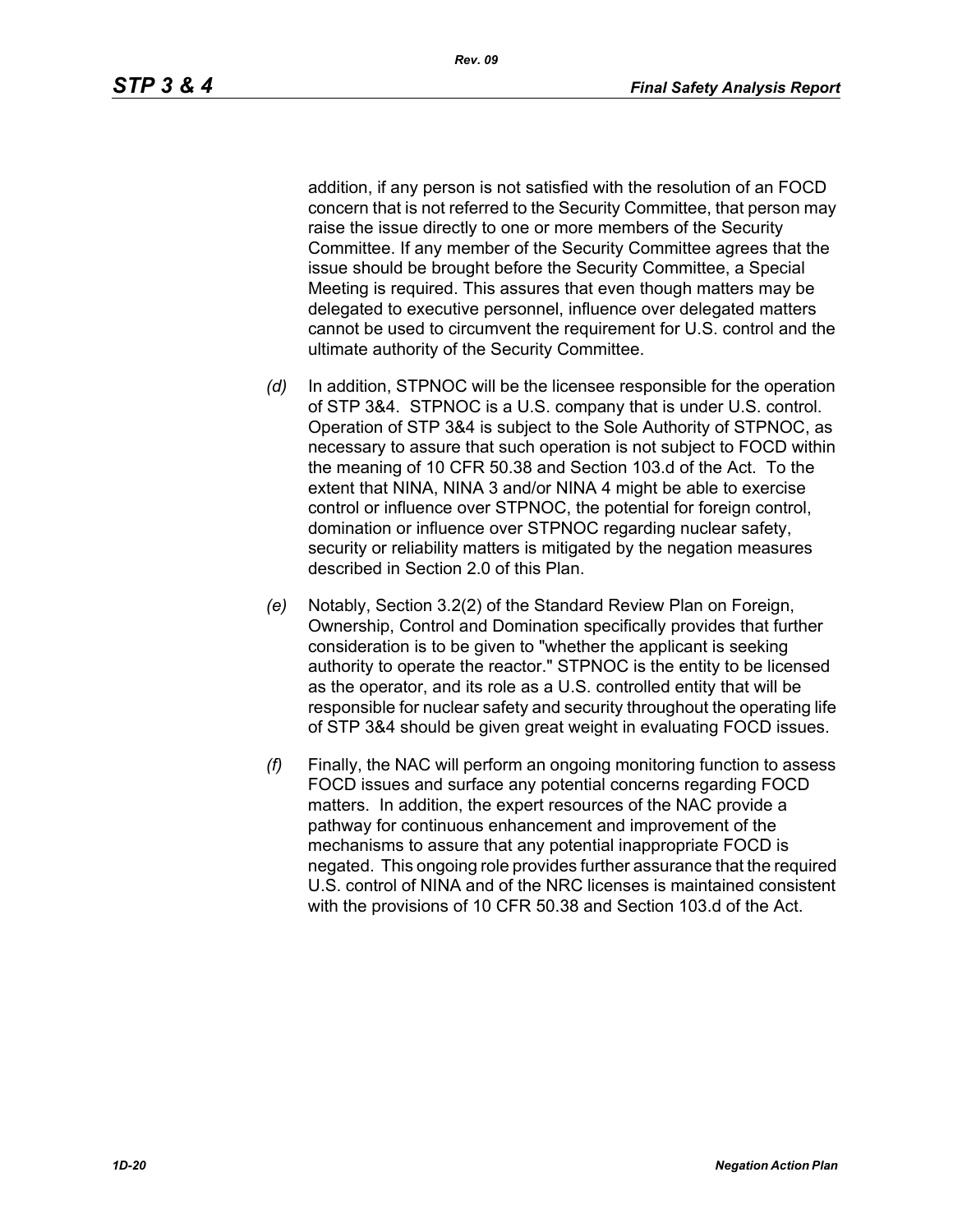addition, if any person is not satisfied with the resolution of an FOCD concern that is not referred to the Security Committee, that person may raise the issue directly to one or more members of the Security Committee. If any member of the Security Committee agrees that the issue should be brought before the Security Committee, a Special Meeting is required. This assures that even though matters may be delegated to executive personnel, influence over delegated matters cannot be used to circumvent the requirement for U.S. control and the ultimate authority of the Security Committee.

*(d)* In addition, STPNOC will be the licensee responsible for the operation of STP 3&4. STPNOC is a U.S. company that is under U.S. control. Operation of STP 3&4 is subject to the Sole Authority of STPNOC, as necessary to assure that such operation is not subject to FOCD within the meaning of 10 CFR 50.38 and Section 103.d of the Act. To the extent that NINA, NINA 3 and/or NINA 4 might be able to exercise control or influence over STPNOC, the potential for foreign control, domination or influence over STPNOC regarding nuclear safety, security or reliability matters is mitigated by the negation measures described in Section 2.0 of this Plan.

*(e)* Notably, Section 3.2(2) of the Standard Review Plan on Foreign, Ownership, Control and Domination specifically provides that further consideration is to be given to "whether the applicant is seeking authority to operate the reactor." STPNOC is the entity to be licensed as the operator, and its role as a U.S. controlled entity that will be responsible for nuclear safety and security throughout the operating life of STP 3&4 should be given great weight in evaluating FOCD issues.

*(f)* Finally, the NAC will perform an ongoing monitoring function to assess FOCD issues and surface any potential concerns regarding FOCD matters. In addition, the expert resources of the NAC provide a pathway for continuous enhancement and improvement of the mechanisms to assure that any potential inappropriate FOCD is negated. This ongoing role provides further assurance that the required U.S. control of NINA and of the NRC licenses is maintained consistent with the provisions of 10 CFR 50.38 and Section 103.d of the Act.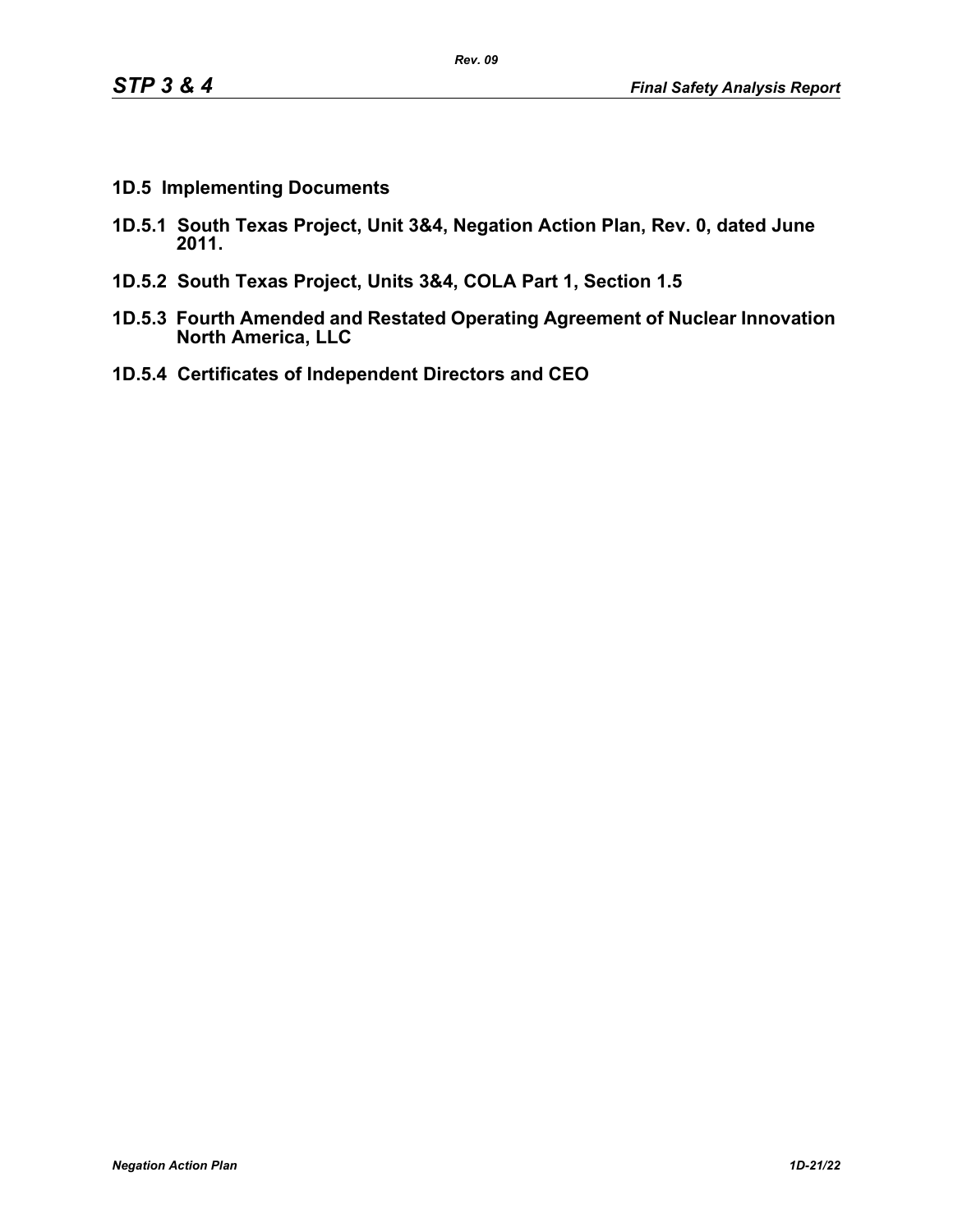## 1D.5 Implementing Documents

### 1D.5.1 South Texas Project, Unit 3&4, Negation Action Plan, Rev. 0, dated June 2011.

### 1D.5.2 South Texas Project, Units 3&4, COLA Part 1, Section 1.5

### 1D.5.3 Fourth Amended and Restated Operating Agreement of Nuclear Innovation North America, LLC

### 1D.5.4 Certificates of Independent Directors and CEO